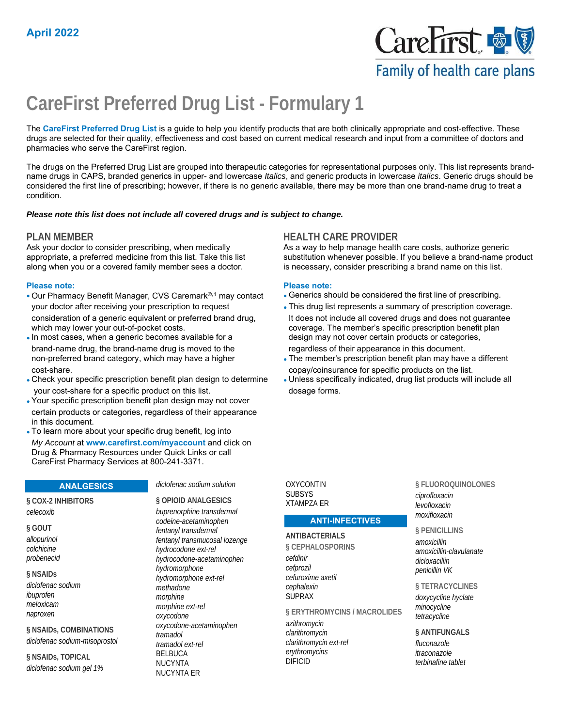April 2022

# CareFirst Preferred Drug List - Formulary 1

The **CareFirst Preferred Drug List** is a guide to help you identify products that are both clinically appropriate and cost-effective. These drugs are selected for their quality, effectiveness and cost based on current medical research and input from a committee of doctors and pharmacies who serve the CareFirst region.

The drugs on the Preferred Drug List are grouped into therapeutic categories for representational purposes only. This list represents brand-name drugs in CAPS, branded generics in upper- and lowercase *Italics*, and generic products in lowercase *italics*. Generic drugs should be considered the first line of prescribing; however, if there is no generic available, there may be more than one brand-name drug to treat a condition.

***Please note this list does not include all covered drugs and is subject to change.***

## PLAN MEMBER

Ask your doctor to consider prescribing, when medically appropriate, a preferred medicine from this list. Take this list along when you or a covered family member sees a doctor.

**Please note:**

- Our Pharmacy Benefit Manager, CVS Caremark®,[1] may contact your doctor after receiving your prescription to request consideration of a generic equivalent or preferred brand drug, which may lower your out-of-pocket costs.
- In most cases, when a generic becomes available for a brand-name drug, the brand-name drug is moved to the non-preferred brand category, which may have a higher cost-share.
- Check your specific prescription benefit plan design to determine your cost-share for a specific product on this list.
- Your specific prescription benefit plan design may not cover certain products or categories, regardless of their appearance in this document.
- To learn more about your specific drug benefit, log into *My Account* at **www.carefirst.com/myaccount** and click on Drug & Pharmacy Resources under Quick Links or call CareFirst Pharmacy Services at 800-241-3371.

## HEALTH CARE PROVIDER

As a way to help manage health care costs, authorize generic substitution whenever possible. If you believe a brand-name product is necessary, consider prescribing a brand name on this list.

**Please note:**

- Generics should be considered the first line of prescribing.
- This drug list represents a summary of prescription coverage. It does not include all covered drugs and does not guarantee coverage. The member's specific prescription benefit plan design may not cover certain products or categories, regardless of their appearance in this document.
- The member's prescription benefit plan may have a different copay/coinsurance for specific products on the list.
- Unless specifically indicated, drug list products will include all dosage forms.

## ANALGESICS

**§ COX-2 INHIBITORS**

*celecoxib*

**§ GOUT**

*allopurinol*
*colchicine*
*probenecid*

**§ NSAIDs**

*diclofenac sodium*
*ibuprofen*
*meloxicam*
*naproxen*

**§ NSAIDs, COMBINATIONS**

*diclofenac sodium-misoprostol*

**§ NSAIDs, TOPICAL**

*diclofenac sodium gel 1%*
*diclofenac sodium solution*

**§ OPIOID ANALGESICS**

*buprenorphine transdermal*
*codeine-acetaminophen*
*fentanyl transdermal*
*fentanyl transmucosal lozenge*
*hydrocodone ext-rel*
*hydrocodone-acetaminophen*
*hydromorphone*
*hydromorphone ext-rel*
*methadone*
*morphine*
*morphine ext-rel*
*oxycodone*
*oxycodone-acetaminophen*
*tramadol*
*tramadol ext-rel*
BELBUCA
NUCYNTA
NUCYNTA ER
OXYCONTIN
SUBSYS
XTAMPZA ER

## ANTI-INFECTIVES

**ANTIBACTERIALS**

**§ CEPHALOSPORINS**

*cefdinir*
*cefprozil*
*cefuroxime axetil*
*cephalexin*
SUPRAX

**§ ERYTHROMYCINS / MACROLIDES**

*azithromycin*
*clarithromycin*
*clarithromycin ext-rel*
*erythromycins*
DIFICID

**§ FLUOROQUINOLONES**

*ciprofloxacin*
*levofloxacin*
*moxifloxacin*

**§ PENICILLINS**

*amoxicillin*
*amoxicillin-clavulanate*
*dicloxacillin*
*penicillin VK*

**§ TETRACYCLINES**

*doxycycline hyclate*
*minocycline*
*tetracycline*

**§ ANTIFUNGALS**

*fluconazole*
*itraconazole*
*terbinafine tablet*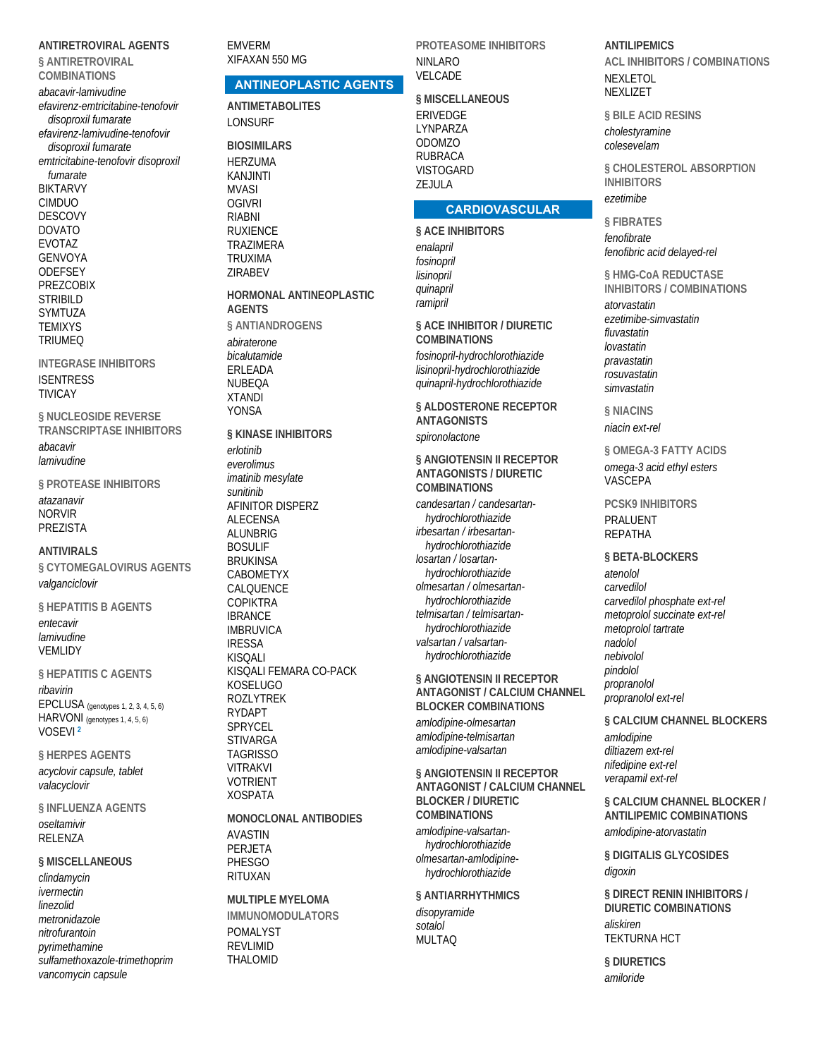## ANTIRETROVIRAL AGENTS

### § ANTIRETROVIRAL COMBINATIONS

*abacavir-lamivudine*
*efavirenz-emtricitabine-tenofovir disoproxil fumarate*
*efavirenz-lamivudine-tenofovir disoproxil fumarate*
*emtricitabine-tenofovir disoproxil fumarate*
BIKTARVY
CIMDUO
DESCOVY
DOVATO
EVOTAZ
GENVOYA
ODEFSEY
PREZCOBIX
STRIBILD
SYMTUZA
TEMIXYS
TRIUMEQ

### INTEGRASE INHIBITORS

ISENTRESS
TIVICAY

### § NUCLEOSIDE REVERSE TRANSCRIPTASE INHIBITORS

*abacavir*
*lamivudine*

### § PROTEASE INHIBITORS

*atazanavir*
NORVIR
PREZISTA

## ANTIVIRALS

### § CYTOMEGALOVIRUS AGENTS

*valganciclovir*

### § HEPATITIS B AGENTS

*entecavir*
*lamivudine*
VEMLIDY

### § HEPATITIS C AGENTS

*ribavirin*
EPCLUSA (genotypes 1, 2, 3, 4, 5, 6)
HARVONI (genotypes 1, 4, 5, 6)
VOSEVI [2]

### § HERPES AGENTS

*acyclovir capsule, tablet*
*valacyclovir*

### § INFLUENZA AGENTS

*oseltamivir*
RELENZA

### § MISCELLANEOUS

*clindamycin*
*ivermectin*
*linezolid*
*metronidazole*
*nitrofurantoin*
*pyrimethamine*
*sulfamethoxazole-trimethoprim*
*vancomycin capsule*
EMVERM
XIFAXAN 550 MG

# ANTINEOPLASTIC AGENTS

## ANTIMETABOLITES

LONSURF

## BIOSIMILARS

HERZUMA
KANJINTI
MVASI
OGIVRI
RIABNI
RUXIENCE
TRAZIMERA
TRUXIMA
ZIRABEV

## HORMONAL ANTINEOPLASTIC AGENTS

### § ANTIANDROGENS

*abiraterone*
*bicalutamide*
ERLEADA
NUBEQA
XTANDI
YONSA

## § KINASE INHIBITORS

*erlotinib*
*everolimus*
*imatinib mesylate*
*sunitinib*
AFINITOR DISPERZ
ALECENSA
ALUNBRIG
BOSULIF
BRUKINSA
CABOMETYX
CALQUENCE
COPIKTRA
IBRANCE
IMBRUVICA
IRESSA
KISQALI
KISQALI FEMARA CO-PACK
KOSELUGO
ROZLYTREK
RYDAPT
SPRYCEL
STIVARGA
TAGRISSO
VITRAKVI
VOTRIENT
XOSPATA

## MONOCLONAL ANTIBODIES

AVASTIN
PERJETA
PHESGO
RITUXAN

## MULTIPLE MYELOMA

### IMMUNOMODULATORS

POMALYST
REVLIMID
THALOMID

### PROTEASOME INHIBITORS

NINLARO
VELCADE

## § MISCELLANEOUS

ERIVEDGE
LYNPARZA
ODOMZO
RUBRACA
VISTOGARD
ZEJULA

# CARDIOVASCULAR

## § ACE INHIBITORS

*enalapril*
*fosinopril*
*lisinopril*
*quinapril*
*ramipril*

## § ACE INHIBITOR / DIURETIC COMBINATIONS

*fosinopril-hydrochlorothiazide*
*lisinopril-hydrochlorothiazide*
*quinapril-hydrochlorothiazide*

## § ALDOSTERONE RECEPTOR ANTAGONISTS

*spironolactone*

## § ANGIOTENSIN II RECEPTOR ANTAGONISTS / DIURETIC COMBINATIONS

*candesartan / candesartan-hydrochlorothiazide*
*irbesartan / irbesartan-hydrochlorothiazide*
*losartan / losartan-hydrochlorothiazide*
*olmesartan / olmesartan-hydrochlorothiazide*
*telmisartan / telmisartan-hydrochlorothiazide*
*valsartan / valsartan-hydrochlorothiazide*

## § ANGIOTENSIN II RECEPTOR ANTAGONIST / CALCIUM CHANNEL BLOCKER COMBINATIONS

*amlodipine-olmesartan*
*amlodipine-telmisartan*
*amlodipine-valsartan*

## § ANGIOTENSIN II RECEPTOR ANTAGONIST / CALCIUM CHANNEL BLOCKER / DIURETIC COMBINATIONS

*amlodipine-valsartan-hydrochlorothiazide*
*olmesartan-amlodipine-hydrochlorothiazide*

## § ANTIARRHYTHMICS

*disopyramide*
*sotalol*
MULTAQ

## ANTILIPEMICS

### ACL INHIBITORS / COMBINATIONS

NEXLETOL
NEXLIZET

### § BILE ACID RESINS

*cholestyramine*
*colesevelam*

### § CHOLESTEROL ABSORPTION INHIBITORS

*ezetimibe*

### § FIBRATES

*fenofibrate*
*fenofibric acid delayed-rel*

### § HMG-CoA REDUCTASE INHIBITORS / COMBINATIONS

*atorvastatin*
*ezetimibe-simvastatin*
*fluvastatin*
*lovastatin*
*pravastatin*
*rosuvastatin*
*simvastatin*

### § NIACINS

*niacin ext-rel*

### § OMEGA-3 FATTY ACIDS

*omega-3 acid ethyl esters*
VASCEPA

### PCSK9 INHIBITORS

PRALUENT
REPATHA

## § BETA-BLOCKERS

*atenolol*
*carvedilol*
*carvedilol phosphate ext-rel*
*metoprolol succinate ext-rel*
*metoprolol tartrate*
*nadolol*
*nebivolol*
*pindolol*
*propranolol*
*propranolol ext-rel*

## § CALCIUM CHANNEL BLOCKERS

*amlodipine*
*diltiazem ext-rel*
*nifedipine ext-rel*
*verapamil ext-rel*

## § CALCIUM CHANNEL BLOCKER / ANTILIPEMIC COMBINATIONS

*amlodipine-atorvastatin*

## § DIGITALIS GLYCOSIDES

*digoxin*

## § DIRECT RENIN INHIBITORS / DIURETIC COMBINATIONS

*aliskiren*
TEKTURNA HCT

## § DIURETICS

*amiloride*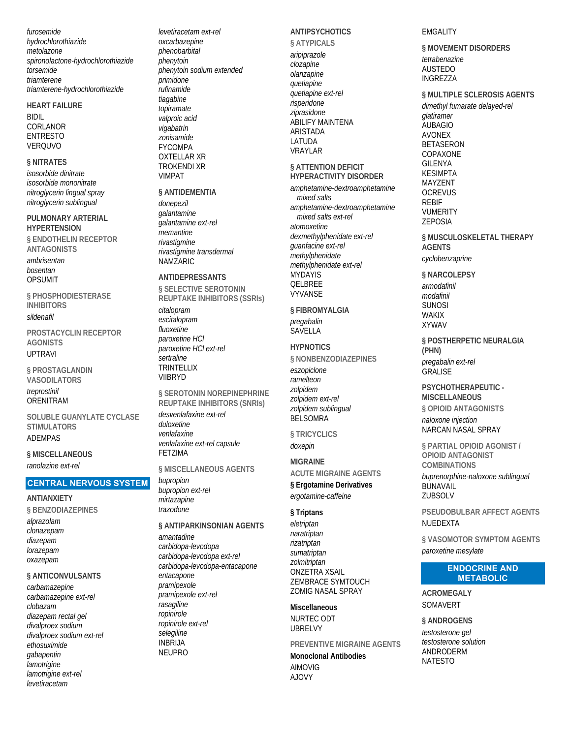*furosemide*
*hydrochlorothiazide*
*metolazone*
*spironolactone-hydrochlorothiazide*
*torsemide*
*triamterene*
*triamterene-hydrochlorothiazide*

**HEART FAILURE**

BIDIL
CORLANOR
ENTRESTO
VERQUVO

**§ NITRATES**

*isosorbide dinitrate*
*isosorbide mononitrate*
*nitroglycerin lingual spray*
*nitroglycerin sublingual*

**PULMONARY ARTERIAL HYPERTENSION**

**§ ENDOTHELIN RECEPTOR ANTAGONISTS**

*ambrisentan*
*bosentan*
OPSUMIT

**§ PHOSPHODIESTERASE INHIBITORS**

*sildenafil*

**PROSTACYCLIN RECEPTOR AGONISTS**

UPTRAVI

**§ PROSTAGLANDIN VASODILATORS**

*treprostinil*
ORENITRAM

**SOLUBLE GUANYLATE CYCLASE STIMULATORS**

ADEMPAS

**§ MISCELLANEOUS**

*ranolazine ext-rel*

## CENTRAL NERVOUS SYSTEM

**ANTIANXIETY**

**§ BENZODIAZEPINES**

*alprazolam*
*clonazepam*
*diazepam*
*lorazepam*
*oxazepam*

**§ ANTICONVULSANTS**

*carbamazepine*
*carbamazepine ext-rel*
*clobazam*
*diazepam rectal gel*
*divalproex sodium*
*divalproex sodium ext-rel*
*ethosuximide*
*gabapentin*
*lamotrigine*
*lamotrigine ext-rel*
*levetiracetam*
*levetiracetam ext-rel*
*oxcarbazepine*
*phenobarbital*
*phenytoin*
*phenytoin sodium extended*
*primidone*
*rufinamide*
*tiagabine*
*topiramate*
*valproic acid*
*vigabatrin*
*zonisamide*
FYCOMPA
OXTELLAR XR
TROKENDI XR
VIMPAT

**§ ANTIDEMENTIA**

*donepezil*
*galantamine*
*galantamine ext-rel*
*memantine*
*rivastigmine*
*rivastigmine transdermal*
NAMZARIC

**ANTIDEPRESSANTS**

**§ SELECTIVE SEROTONIN REUPTAKE INHIBITORS (SSRIs)**

*citalopram*
*escitalopram*
*fluoxetine*
*paroxetine HCl*
*paroxetine HCl ext-rel*
*sertraline*
TRINTELLIX
VIIBRYD

**§ SEROTONIN NOREPINEPHRINE REUPTAKE INHIBITORS (SNRIs)**

*desvenlafaxine ext-rel*
*duloxetine*
*venlafaxine*
*venlafaxine ext-rel capsule*
FETZIMA

**§ MISCELLANEOUS AGENTS**

*bupropion*
*bupropion ext-rel*
*mirtazapine*
*trazodone*

**§ ANTIPARKINSONIAN AGENTS**

*amantadine*
*carbidopa-levodopa*
*carbidopa-levodopa ext-rel*
*carbidopa-levodopa-entacapone*
*entacapone*
*pramipexole*
*pramipexole ext-rel*
*rasagiline*
*ropinirole*
*ropinirole ext-rel*
*selegiline*
INBRIJA
NEUPRO

**ANTIPSYCHOTICS**

**§ ATYPICALS**

*aripiprazole*
*clozapine*
*olanzapine*
*quetiapine*
*quetiapine ext-rel*
*risperidone*
*ziprasidone*
ABILIFY MAINTENA
ARISTADA
LATUDA
VRAYLAR

**§ ATTENTION DEFICIT HYPERACTIVITY DISORDER**

*amphetamine-dextroamphetamine mixed salts*
*amphetamine-dextroamphetamine mixed salts ext-rel*
*atomoxetine*
*dexmethylphenidate ext-rel*
*guanfacine ext-rel*
*methylphenidate*
*methylphenidate ext-rel*
MYDAYIS
QELBREE
VYVANSE

**§ FIBROMYALGIA**

*pregabalin*
SAVELLA

**HYPNOTICS**

**§ NONBENZODIAZEPINES**

*eszopiclone*
*ramelteon*
*zolpidem*
*zolpidem ext-rel*
*zolpidem sublingual*
BELSOMRA

**§ TRICYCLICS**

*doxepin*

**MIGRAINE**

**ACUTE MIGRAINE AGENTS**

**§ Ergotamine Derivatives**

*ergotamine-caffeine*

**§ Triptans**

*eletriptan*
*naratriptan*
*rizatriptan*
*sumatriptan*
*zolmitriptan*
ONZETRA XSAIL
ZEMBRACE SYMTOUCH
ZOMIG NASAL SPRAY

**Miscellaneous**

NURTEC ODT
UBRELVY

**PREVENTIVE MIGRAINE AGENTS**

**Monoclonal Antibodies**

AIMOVIG
AJOVY
EMGALITY

**§ MOVEMENT DISORDERS**

*tetrabenazine*
AUSTEDO
INGREZZA

**§ MULTIPLE SCLEROSIS AGENTS**

*dimethyl fumarate delayed-rel*
*glatiramer*
AUBAGIO
AVONEX
BETASERON
COPAXONE
GILENYA
KESIMPTA
MAYZENT
OCREVUS
REBIF
VUMERITY
ZEPOSIA

**§ MUSCULOSKELETAL THERAPY AGENTS**

*cyclobenzaprine*

**§ NARCOLEPSY**

*armodafinil*
*modafinil*
SUNOSI
WAKIX
XYWAV

**§ POSTHERPETIC NEURALGIA (PHN)**

*pregabalin ext-rel*
GRALISE

**PSYCHOTHERAPEUTIC - MISCELLANEOUS**

**§ OPIOID ANTAGONISTS**

*naloxone injection*
NARCAN NASAL SPRAY

**§ PARTIAL OPIOID AGONIST / OPIOID ANTAGONIST COMBINATIONS**

*buprenorphine-naloxone sublingual*
BUNAVAIL
ZUBSOLV

**PSEUDOBULBAR AFFECT AGENTS**

NUEDEXTA

**§ VASOMOTOR SYMPTOM AGENTS**

*paroxetine mesylate*

## ENDOCRINE AND METABOLIC

**ACROMEGALY**

SOMAVERT

**§ ANDROGENS**

*testosterone gel*
*testosterone solution*
ANDRODERM
NATESTO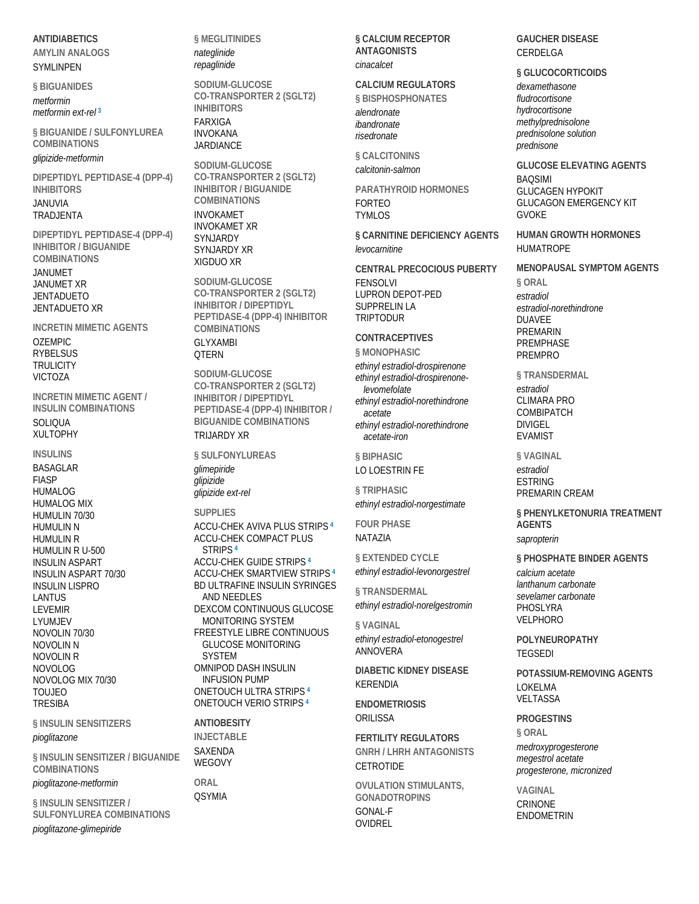**ANTIDIABETICS**

**AMYLIN ANALOGS**

SYMLINPEN

**§ BIGUANIDES**

*metformin*
*metformin ext-rel* [3]

**§ BIGUANIDE / SULFONYLUREA COMBINATIONS**

*glipizide-metformin*

**DIPEPTIDYL PEPTIDASE-4 (DPP-4) INHIBITORS**

JANUVIA
TRADJENTA

**DIPEPTIDYL PEPTIDASE-4 (DPP-4) INHIBITOR / BIGUANIDE COMBINATIONS**

JANUMET
JANUMET XR
JENTADUETO
JENTADUETO XR

**INCRETIN MIMETIC AGENTS**

OZEMPIC
RYBELSUS
TRULICITY
VICTOZA

**INCRETIN MIMETIC AGENT / INSULIN COMBINATIONS**

SOLIQUA
XULTOPHY

**INSULINS**

BASAGLAR
FIASP
HUMALOG
HUMALOG MIX
HUMULIN 70/30
HUMULIN N
HUMULIN R
HUMULIN R U-500
INSULIN ASPART
INSULIN ASPART 70/30
INSULIN LISPRO
LANTUS
LEVEMIR
LYUMJEV
NOVOLIN 70/30
NOVOLIN N
NOVOLIN R
NOVOLOG
NOVOLOG MIX 70/30
TOUJEO
TRESIBA

**§ INSULIN SENSITIZERS**

*pioglitazone*

**§ INSULIN SENSITIZER / BIGUANIDE COMBINATIONS**

*pioglitazone-metformin*

**§ INSULIN SENSITIZER / SULFONYLUREA COMBINATIONS**

*pioglitazone-glimepiride*

**§ MEGLITINIDES**

*nateglinide*
*repaglinide*

**SODIUM-GLUCOSE CO-TRANSPORTER 2 (SGLT2) INHIBITORS**

FARXIGA
INVOKANA
JARDIANCE

**SODIUM-GLUCOSE CO-TRANSPORTER 2 (SGLT2) INHIBITOR / BIGUANIDE COMBINATIONS**

INVOKAMET
INVOKAMET XR
SYNJARDY
SYNJARDY XR
XIGDUO XR

**SODIUM-GLUCOSE CO-TRANSPORTER 2 (SGLT2) INHIBITOR / DIPEPTIDYL PEPTIDASE-4 (DPP-4) INHIBITOR COMBINATIONS**

GLYXAMBI
QTERN

**SODIUM-GLUCOSE CO-TRANSPORTER 2 (SGLT2) INHIBITOR / DIPEPTIDYL PEPTIDASE-4 (DPP-4) INHIBITOR / BIGUANIDE COMBINATIONS**

TRIJARDY XR

**§ SULFONYLUREAS**

*glimepiride*
*glipizide*
*glipizide ext-rel*

**SUPPLIES**

ACCU-CHEK AVIVA PLUS STRIPS [4]
ACCU-CHEK COMPACT PLUS STRIPS [4]
ACCU-CHEK GUIDE STRIPS [4]
ACCU-CHEK SMARTVIEW STRIPS [4]
BD ULTRAFINE INSULIN SYRINGES AND NEEDLES
DEXCOM CONTINUOUS GLUCOSE MONITORING SYSTEM
FREESTYLE LIBRE CONTINUOUS GLUCOSE MONITORING SYSTEM
OMNIPOD DASH INSULIN INFUSION PUMP
ONETOUCH ULTRA STRIPS [4]
ONETOUCH VERIO STRIPS [4]

**ANTIOBESITY**

**INJECTABLE**

SAXENDA
WEGOVY

**ORAL**

QSYMIA

**§ CALCIUM RECEPTOR ANTAGONISTS**

*cinacalcet*

**CALCIUM REGULATORS**

**§ BISPHOSPHONATES**

*alendronate*
*ibandronate*
*risedronate*

**§ CALCITONINS**

*calcitonin-salmon*

**PARATHYROID HORMONES**

FORTEO
TYMLOS

**§ CARNITINE DEFICIENCY AGENTS**

*levocarnitine*

**CENTRAL PRECOCIOUS PUBERTY**

FENSOLVI
LUPRON DEPOT-PED
SUPPRELIN LA
TRIPTODUR

**CONTRACEPTIVES**

**§ MONOPHASIC**

*ethinyl estradiol-drospirenone*
*ethinyl estradiol-drospirenone-levomefolate*
*ethinyl estradiol-norethindrone acetate*
*ethinyl estradiol-norethindrone acetate-iron*

**§ BIPHASIC**

LO LOESTRIN FE

**§ TRIPHASIC**

*ethinyl estradiol-norgestimate*

**FOUR PHASE**

NATAZIA

**§ EXTENDED CYCLE**

*ethinyl estradiol-levonorgestrel*

**§ TRANSDERMAL**

*ethinyl estradiol-norelgestromin*

**§ VAGINAL**

*ethinyl estradiol-etonogestrel*
ANNOVERA

**DIABETIC KIDNEY DISEASE**

KERENDIA

**ENDOMETRIOSIS**

ORILISSA

**FERTILITY REGULATORS**

**GNRH / LHRH ANTAGONISTS**

CETROTIDE

**OVULATION STIMULANTS, GONADOTROPINS**

GONAL-F
OVIDREL

**GAUCHER DISEASE**

CERDELGA

**§ GLUCOCORTICOIDS**

*dexamethasone*
*fludrocortisone*
*hydrocortisone*
*methylprednisolone*
*prednisolone solution*
*prednisone*

**GLUCOSE ELEVATING AGENTS**

BAQSIMI
GLUCAGEN HYPOKIT
GLUCAGON EMERGENCY KIT
GVOKE

**HUMAN GROWTH HORMONES**

HUMATROPE

**MENOPAUSAL SYMPTOM AGENTS**

**§ ORAL**

*estradiol*
*estradiol-norethindrone*
DUAVEE
PREMARIN
PREMPHASE
PREMPRO

**§ TRANSDERMAL**

*estradiol*
CLIMARA PRO
COMBIPATCH
DIVIGEL
EVAMIST

**§ VAGINAL**

*estradiol*
ESTRING
PREMARIN CREAM

**§ PHENYLKETONURIA TREATMENT AGENTS**

*sapropterin*

**§ PHOSPHATE BINDER AGENTS**

*calcium acetate*
*lanthanum carbonate*
*sevelamer carbonate*
PHOSLYRA
VELPHORO

**POLYNEUROPATHY**

TEGSEDI

**POTASSIUM-REMOVING AGENTS**

LOKELMA
VELTASSA

**PROGESTINS**

**§ ORAL**

*medroxyprogesterone*
*megestrol acetate*
*progesterone, micronized*

**VAGINAL**

CRINONE
ENDOMETRIN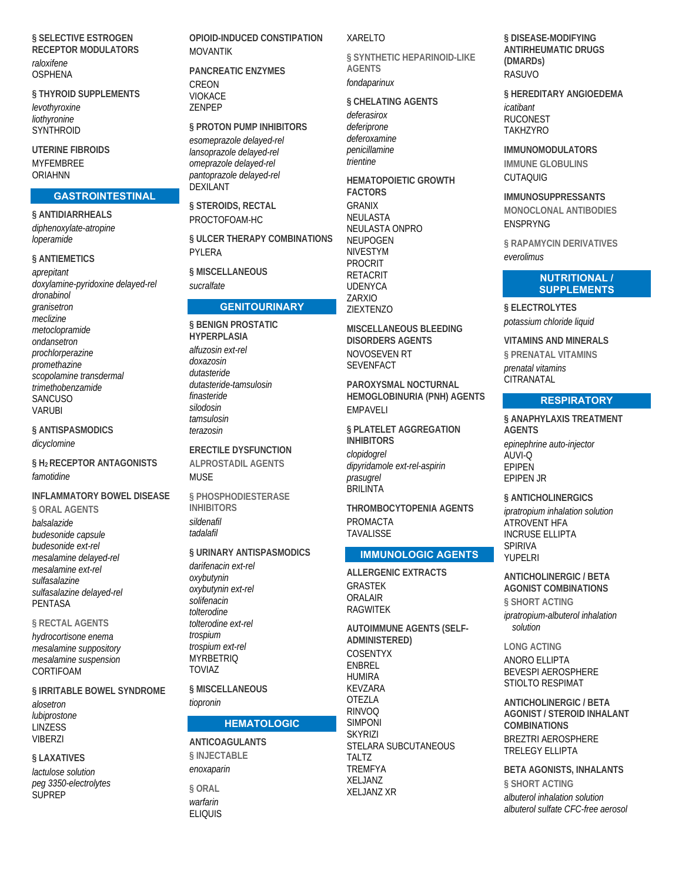**§ SELECTIVE ESTROGEN RECEPTOR MODULATORS**

*raloxifene*
OSPHENA

**§ THYROID SUPPLEMENTS**

*levothyroxine*
*liothyronine*
SYNTHROID

**UTERINE FIBROIDS**

MYFEMBREE
ORIAHNN

## GASTROINTESTINAL

**§ ANTIDIARRHEALS**

*diphenoxylate-atropine*
*loperamide*

**§ ANTIEMETICS**

*aprepitant*
*doxylamine-pyridoxine delayed-rel*
*dronabinol*
*granisetron*
*meclizine*
*metoclopramide*
*ondansetron*
*prochlorperazine*
*promethazine*
*scopolamine transdermal*
*trimethobenzamide*
SANCUSO
VARUBI

**§ ANTISPASMODICS**

*dicyclomine*

**§ $H_2$ RECEPTOR ANTAGONISTS**

*famotidine*

**INFLAMMATORY BOWEL DISEASE**

**§ ORAL AGENTS**

*balsalazide*
*budesonide capsule*
*budesonide ext-rel*
*mesalamine delayed-rel*
*mesalamine ext-rel*
*sulfasalazine*
*sulfasalazine delayed-rel*
PENTASA

**§ RECTAL AGENTS**

*hydrocortisone enema*
*mesalamine suppository*
*mesalamine suspension*
CORTIFOAM

**§ IRRITABLE BOWEL SYNDROME**

*alosetron*
*lubiprostone*
LINZESS
VIBERZI

**§ LAXATIVES**

*lactulose solution*
*peg 3350-electrolytes*
SUPREP

**OPIOID-INDUCED CONSTIPATION**

MOVANTIK

**PANCREATIC ENZYMES**

CREON
VIOKACE
ZENPEP

**§ PROTON PUMP INHIBITORS**

*esomeprazole delayed-rel*
*lansoprazole delayed-rel*
*omeprazole delayed-rel*
*pantoprazole delayed-rel*
DEXILANT

**§ STEROIDS, RECTAL**

PROCTOFOAM-HC

**§ ULCER THERAPY COMBINATIONS**

PYLERA

**§ MISCELLANEOUS**

*sucralfate*

## GENITOURINARY

**§ BENIGN PROSTATIC HYPERPLASIA**

*alfuzosin ext-rel*
*doxazosin*
*dutasteride*
*dutasteride-tamsulosin*
*finasteride*
*silodosin*
*tamsulosin*
*terazosin*

**ERECTILE DYSFUNCTION**

**ALPROSTADIL AGENTS**

MUSE

**§ PHOSPHODIESTERASE INHIBITORS**

*sildenafil*
*tadalafil*

**§ URINARY ANTISPASMODICS**

*darifenacin ext-rel*
*oxybutynin*
*oxybutynin ext-rel*
*solifenacin*
*tolterodine*
*tolterodine ext-rel*
*trospium*
*trospium ext-rel*
MYRBETRIQ
TOVIAZ

**§ MISCELLANEOUS**

*tiopronin*

## HEMATOLOGIC

**ANTICOAGULANTS**

**§ INJECTABLE**

*enoxaparin*

**§ ORAL**

*warfarin*
ELIQUIS
XARELTO

**§ SYNTHETIC HEPARINOID-LIKE AGENTS**

*fondaparinux*

**§ CHELATING AGENTS**

*deferasirox*
*deferiprone*
*deferoxamine*
*penicillamine*
*trientine*

**HEMATOPOIETIC GROWTH FACTORS**

GRANIX
NEULASTA
NEULASTA ONPRO
NEUPOGEN
NIVESTYM
PROCRIT
RETACRIT
UDENYCA
ZARXIO
ZIEXTENZO

**MISCELLANEOUS BLEEDING DISORDERS AGENTS**

NOVOSEVEN RT
SEVENFACT

**PAROXYSMAL NOCTURNAL HEMOGLOBINURIA (PNH) AGENTS**

EMPAVELI

**§ PLATELET AGGREGATION INHIBITORS**

*clopidogrel*
*dipyridamole ext-rel-aspirin*
*prasugrel*
BRILINTA

**THROMBOCYTOPENIA AGENTS**

PROMACTA
TAVALISSE

## IMMUNOLOGIC AGENTS

**ALLERGENIC EXTRACTS**

GRASTEK
ORALAIR
RAGWITEK

**AUTOIMMUNE AGENTS (SELF-ADMINISTERED)**

COSENTYX
ENBREL
HUMIRA
KEVZARA
OTEZLA
RINVOQ
SIMPONI
SKYRIZI
STELARA SUBCUTANEOUS
TALTZ
TREMFYA
XELJANZ
XELJANZ XR

**§ DISEASE-MODIFYING ANTIRHEUMATIC DRUGS (DMARDs)**

RASUVO

**§ HEREDITARY ANGIOEDEMA**

*icatibant*
RUCONEST
TAKHZYRO

**IMMUNOMODULATORS**

**IMMUNE GLOBULINS**

CUTAQUIG

**IMMUNOSUPPRESSANTS**

**MONOCLONAL ANTIBODIES**

ENSPRYNG

**§ RAPAMYCIN DERIVATIVES**

*everolimus*

## NUTRITIONAL / SUPPLEMENTS

**§ ELECTROLYTES**

*potassium chloride liquid*

**VITAMINS AND MINERALS**

**§ PRENATAL VITAMINS**

*prenatal vitamins*
CITRANATAL

## RESPIRATORY

**§ ANAPHYLAXIS TREATMENT AGENTS**

*epinephrine auto-injector*
AUVI-Q
EPIPEN
EPIPEN JR

**§ ANTICHOLINERGICS**

*ipratropium inhalation solution*
ATROVENT HFA
INCRUSE ELLIPTA
SPIRIVA
YUPELRI

**ANTICHOLINERGIC / BETA AGONIST COMBINATIONS**

**§ SHORT ACTING**

*ipratropium-albuterol inhalation solution*

**LONG ACTING**

ANORO ELLIPTA
BEVESPI AEROSPHERE
STIOLTO RESPIMAT

**ANTICHOLINERGIC / BETA AGONIST / STEROID INHALANT COMBINATIONS**

BREZTRI AEROSPHERE
TRELEGY ELLIPTA

**BETA AGONISTS, INHALANTS**

**§ SHORT ACTING**

*albuterol inhalation solution*
*albuterol sulfate CFC-free aerosol*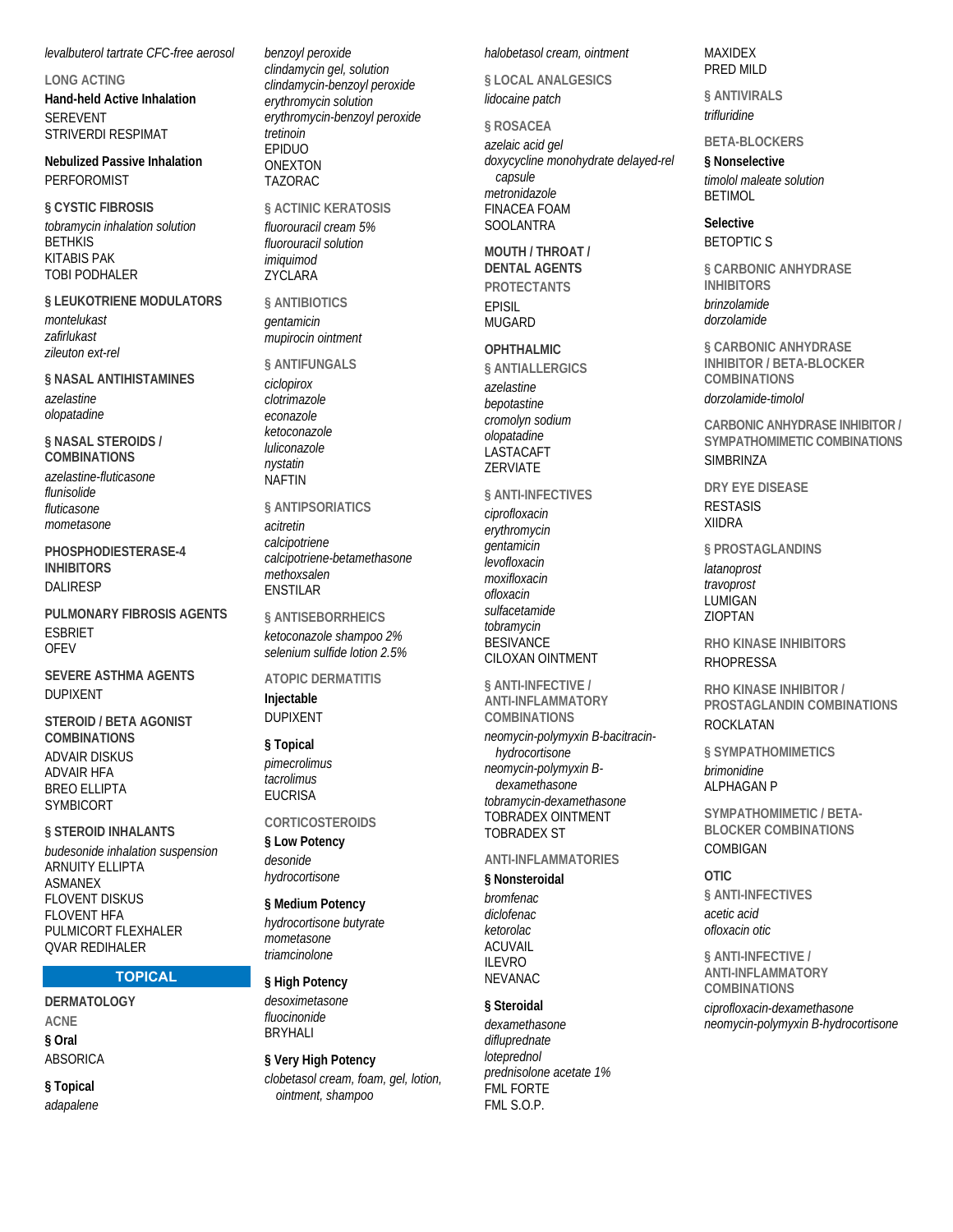*levalbuterol tartrate CFC-free aerosol*

LONG ACTING

**Hand-held Active Inhalation**

SEREVENT
STRIVERDI RESPIMAT

**Nebulized Passive Inhalation**

PERFOROMIST

**§ CYSTIC FIBROSIS**

*tobramycin inhalation solution*
BETHKIS
KITABIS PAK
TOBI PODHALER

**§ LEUKOTRIENE MODULATORS**

*montelukast*
*zafirlukast*
*zileuton ext-rel*

**§ NASAL ANTIHISTAMINES**

*azelastine*
*olopatadine*

**§ NASAL STEROIDS / COMBINATIONS**

*azelastine-fluticasone*
*flunisolide*
*fluticasone*
*mometasone*

**PHOSPHODIESTERASE-4 INHIBITORS**

DALIRESP

**PULMONARY FIBROSIS AGENTS**

ESBRIET
OFEV

**SEVERE ASTHMA AGENTS**

DUPIXENT

**STEROID / BETA AGONIST COMBINATIONS**

ADVAIR DISKUS
ADVAIR HFA
BREO ELLIPTA
SYMBICORT

**§ STEROID INHALANTS**

*budesonide inhalation suspension*
ARNUITY ELLIPTA
ASMANEX
FLOVENT DISKUS
FLOVENT HFA
PULMICORT FLEXHALER
QVAR REDIHALER

## TOPICAL

**DERMATOLOGY**

ACNE

**§ Oral**

ABSORICA

**§ Topical**

*adapalene*
*benzoyl peroxide*
*clindamycin gel, solution*
*clindamycin-benzoyl peroxide*
*erythromycin solution*
*erythromycin-benzoyl peroxide*
*tretinoin*
EPIDUO
ONEXTON
TAZORAC

§ ACTINIC KERATOSIS

*fluorouracil cream 5%*
*fluorouracil solution*
*imiquimod*
ZYCLARA

§ ANTIBIOTICS

*gentamicin*
*mupirocin ointment*

§ ANTIFUNGALS

*ciclopirox*
*clotrimazole*
*econazole*
*ketoconazole*
*luliconazole*
*nystatin*
NAFTIN

§ ANTIPSORIATICS

*acitretin*
*calcipotriene*
*calcipotriene-betamethasone*
*methoxsalen*
ENSTILAR

§ ANTISEBORRHEICS

*ketoconazole shampoo 2%*
*selenium sulfide lotion 2.5%*

ATOPIC DERMATITIS

**Injectable**

DUPIXENT

**§ Topical**

*pimecrolimus*
*tacrolimus*
EUCRISA

CORTICOSTEROIDS

**§ Low Potency**

*desonide*
*hydrocortisone*

**§ Medium Potency**

*hydrocortisone butyrate*
*mometasone*
*triamcinolone*

**§ High Potency**

*desoximetasone*
*fluocinonide*
BRYHALI

**§ Very High Potency**

*clobetasol cream, foam, gel, lotion, ointment, shampoo*
*halobetasol cream, ointment*

§ LOCAL ANALGESICS

*lidocaine patch*

§ ROSACEA

*azelaic acid gel*
*doxycycline monohydrate delayed-rel capsule*
*metronidazole*
FINACEA FOAM
SOOLANTRA

**MOUTH / THROAT / DENTAL AGENTS**

PROTECTANTS

EPISIL
MUGARD

**OPHTHALMIC**

§ ANTIALLERGICS

*azelastine*
*bepotastine*
*cromolyn sodium*
*olopatadine*
LASTACAFT
ZERVIATE

§ ANTI-INFECTIVES

*ciprofloxacin*
*erythromycin*
*gentamicin*
*levofloxacin*
*moxifloxacin*
*ofloxacin*
*sulfacetamide*
*tobramycin*
BESIVANCE
CILOXAN OINTMENT

§ ANTI-INFECTIVE / ANTI-INFLAMMATORY COMBINATIONS

*neomycin-polymyxin B-bacitracin-hydrocortisone*
*neomycin-polymyxin B-dexamethasone*
*tobramycin-dexamethasone*
TOBRADEX OINTMENT
TOBRADEX ST

ANTI-INFLAMMATORIES

**§ Nonsteroidal**

*bromfenac*
*diclofenac*
*ketorolac*
ACUVAIL
ILEVRO
NEVANAC

**§ Steroidal**

*dexamethasone*
*difluprednate*
*loteprednol*
*prednisolone acetate 1%*
FML FORTE
FML S.O.P.
MAXIDEX
PRED MILD

§ ANTIVIRALS

*trifluridine*

BETA-BLOCKERS

**§ Nonselective**

*timolol maleate solution*
BETIMOL

**Selective**

BETOPTIC S

§ CARBONIC ANHYDRASE INHIBITORS

*brinzolamide*
*dorzolamide*

§ CARBONIC ANHYDRASE INHIBITOR / BETA-BLOCKER COMBINATIONS

*dorzolamide-timolol*

CARBONIC ANHYDRASE INHIBITOR / SYMPATHOMIMETIC COMBINATIONS

SIMBRINZA

DRY EYE DISEASE

RESTASIS
XIIDRA

§ PROSTAGLANDINS

*latanoprost*
*travoprost*
LUMIGAN
ZIOPTAN

RHO KINASE INHIBITORS

RHOPRESSA

RHO KINASE INHIBITOR / PROSTAGLANDIN COMBINATIONS

ROCKLATAN

§ SYMPATHOMIMETICS

*brimonidine*
ALPHAGAN P

SYMPATHOMIMETIC / BETA-BLOCKER COMBINATIONS

COMBIGAN

**OTIC**

§ ANTI-INFECTIVES

*acetic acid*
*ofloxacin otic*

§ ANTI-INFECTIVE / ANTI-INFLAMMATORY COMBINATIONS

*ciprofloxacin-dexamethasone*
*neomycin-polymyxin B-hydrocortisone*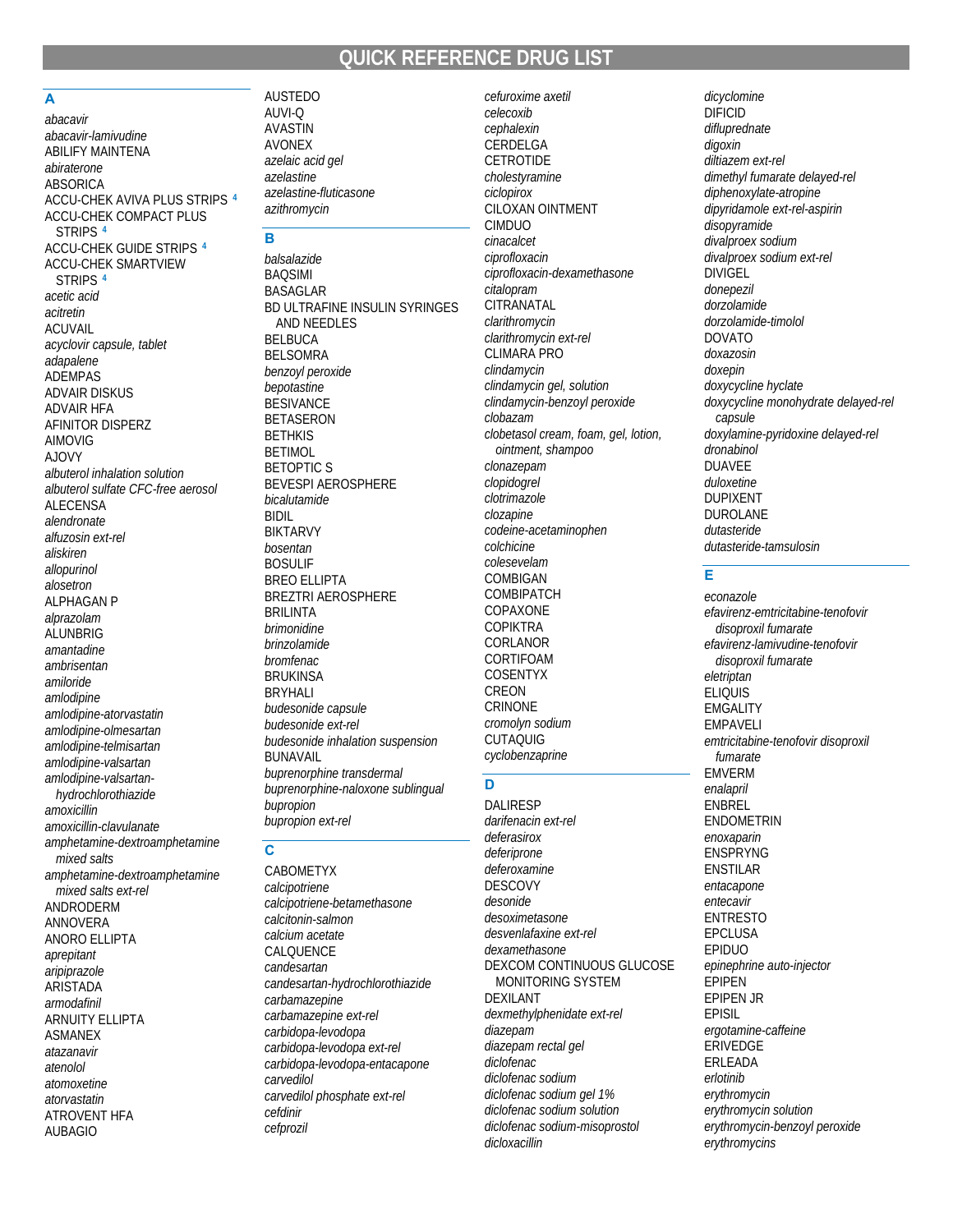# QUICK REFERENCE DRUG LIST

## A

*abacavir*
*abacavir-lamivudine*
ABILIFY MAINTENA
*abiraterone*
ABSORICA
ACCU-CHEK AVIVA PLUS STRIPS [4]
ACCU-CHEK COMPACT PLUS STRIPS [4]
ACCU-CHEK GUIDE STRIPS [4]
ACCU-CHEK SMARTVIEW STRIPS [4]
*acetic acid*
*acitretin*
ACUVAIL
*acyclovir capsule, tablet*
*adapalene*
ADEMPAS
ADVAIR DISKUS
ADVAIR HFA
AFINITOR DISPERZ
AIMOVIG
AJOVY
*albuterol inhalation solution*
*albuterol sulfate CFC-free aerosol*
ALECENSA
*alendronate*
*alfuzosin ext-rel*
*aliskiren*
*allopurinol*
*alosetron*
ALPHAGAN P
*alprazolam*
ALUNBRIG
*amantadine*
*ambrisentan*
*amiloride*
*amlodipine*
*amlodipine-atorvastatin*
*amlodipine-olmesartan*
*amlodipine-telmisartan*
*amlodipine-valsartan*
*amlodipine-valsartan-hydrochlorothiazide*
*amoxicillin*
*amoxicillin-clavulanate*
*amphetamine-dextroamphetamine mixed salts*
*amphetamine-dextroamphetamine mixed salts ext-rel*
ANDRODERM
ANNOVERA
ANORO ELLIPTA
*aprepitant*
*aripiprazole*
ARISTADA
*armodafinil*
ARNUITY ELLIPTA
ASMANEX
*atazanavir*
*atenolol*
*atomoxetine*
*atorvastatin*
ATROVENT HFA
AUBAGIO
AUSTEDO
AUVI-Q
AVASTIN
AVONEX
*azelaic acid gel*
*azelastine*
*azelastine-fluticasone*
*azithromycin*

## B

*balsalazide*
BAQSIMI
BASAGLAR
BD ULTRAFINE INSULIN SYRINGES AND NEEDLES
BELBUCA
BELSOMRA
*benzoyl peroxide*
*bepotastine*
BESIVANCE
BETASERON
BETHKIS
BETIMOL
BETOPTIC S
BEVESPI AEROSPHERE
*bicalutamide*
BIDIL
BIKTARVY
*bosentan*
BOSULIF
BREO ELLIPTA
BREZTRI AEROSPHERE
BRILINTA
*brimonidine*
*brinzolamide*
*bromfenac*
BRUKINSA
BRYHALI
*budesonide capsule*
*budesonide ext-rel*
*budesonide inhalation suspension*
BUNAVAIL
*buprenorphine transdermal*
*buprenorphine-naloxone sublingual*
*bupropion*
*bupropion ext-rel*

## C

CABOMETYX
*calcipotriene*
*calcipotriene-betamethasone*
*calcitonin-salmon*
*calcium acetate*
CALQUENCE
*candesartan*
*candesartan-hydrochlorothiazide*
*carbamazepine*
*carbamazepine ext-rel*
*carbidopa-levodopa*
*carbidopa-levodopa ext-rel*
*carbidopa-levodopa-entacapone*
*carvedilol*
*carvedilol phosphate ext-rel*
*cefdinir*
*cefprozil*
*cefuroxime axetil*
*celecoxib*
*cephalexin*
CERDELGA
CETROTIDE
*cholestyramine*
*ciclopirox*
CILOXAN OINTMENT
CIMDUO
*cinacalcet*
*ciprofloxacin*
*ciprofloxacin-dexamethasone*
*citalopram*
CITRANATAL
*clarithromycin*
*clarithromycin ext-rel*
CLIMARA PRO
*clindamycin*
*clindamycin gel, solution*
*clindamycin-benzoyl peroxide*
*clobazam*
*clobetasol cream, foam, gel, lotion, ointment, shampoo*
*clonazepam*
*clopidogrel*
*clotrimazole*
*clozapine*
*codeine-acetaminophen*
*colchicine*
*colesevelam*
COMBIGAN
COMBIPATCH
COPAXONE
COPIKTRA
CORLANOR
CORTIFOAM
COSENTYX
CREON
CRINONE
*cromolyn sodium*
CUTAQUIG
*cyclobenzaprine*

## D

DALIRESP
*darifenacin ext-rel*
*deferasirox*
*deferiprone*
*deferoxamine*
DESCOVY
*desonide*
*desoximetasone*
*desvenlafaxine ext-rel*
*dexamethasone*
DEXCOM CONTINUOUS GLUCOSE MONITORING SYSTEM
DEXILANT
*dexmethylphenidate ext-rel*
*diazepam*
*diazepam rectal gel*
*diclofenac*
*diclofenac sodium*
*diclofenac sodium gel 1%*
*diclofenac sodium solution*
*diclofenac sodium-misoprostol*
*dicloxacillin*
*dicyclomine*
DIFICID
*difluprednate*
*digoxin*
*diltiazem ext-rel*
*dimethyl fumarate delayed-rel*
*diphenoxylate-atropine*
*dipyridamole ext-rel-aspirin*
*disopyramide*
*divalproex sodium*
*divalproex sodium ext-rel*
DIVIGEL
*donepezil*
*dorzolamide*
*dorzolamide-timolol*
DOVATO
*doxazosin*
*doxepin*
*doxycycline hyclate*
*doxycycline monohydrate delayed-rel capsule*
*doxylamine-pyridoxine delayed-rel*
*dronabinol*
DUAVEE
*duloxetine*
DUPIXENT
DUROLANE
*dutasteride*
*dutasteride-tamsulosin*

## E

*econazole*
*efavirenz-emtricitabine-tenofovir disoproxil fumarate*
*efavirenz-lamivudine-tenofovir disoproxil fumarate*
*eletriptan*
ELIQUIS
EMGALITY
EMPAVELI
*emtricitabine-tenofovir disoproxil fumarate*
EMVERM
*enalapril*
ENBREL
ENDOMETRIN
*enoxaparin*
ENSPRYNG
ENSTILAR
*entacapone*
*entecavir*
ENTRESTO
EPCLUSA
EPIDUO
*epinephrine auto-injector*
EPIPEN
EPIPEN JR
EPISIL
*ergotamine-caffeine*
ERIVEDGE
ERLEADA
*erlotinib*
*erythromycin*
*erythromycin solution*
*erythromycin-benzoyl peroxide*
*erythromycins*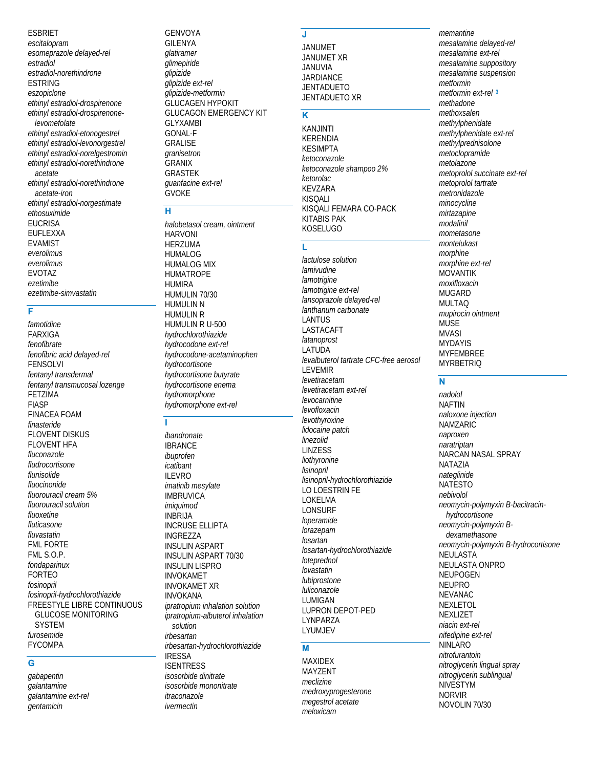ESBRIET
*escitalopram*
*esomeprazole delayed-rel*
*estradiol*
*estradiol-norethindrone*
ESTRING
*eszopiclone*
*ethinyl estradiol-drospirenone*
*ethinyl estradiol-drospirenone-levomefolate*
*ethinyl estradiol-etonogestrel*
*ethinyl estradiol-levonorgestrel*
*ethinyl estradiol-norelgestromin*
*ethinyl estradiol-norethindrone acetate*
*ethinyl estradiol-norethindrone acetate-iron*
*ethinyl estradiol-norgestimate*
*ethosuximide*
EUCRISA
EUFLEXXA
EVAMIST
*everolimus*
*everolimus*
EVOTAZ
*ezetimibe*
*ezetimibe-simvastatin*

## F

*famotidine*
FARXIGA
*fenofibrate*
*fenofibric acid delayed-rel*
FENSOLVI
*fentanyl transdermal*
*fentanyl transmucosal lozenge*
FETZIMA
FIASP
FINACEA FOAM
*finasteride*
FLOVENT DISKUS
FLOVENT HFA
*fluconazole*
*fludrocortisone*
*flunisolide*
*fluocinonide*
*fluorouracil cream 5%*
*fluorouracil solution*
*fluoxetine*
*fluticasone*
*fluvastatin*
FML FORTE
FML S.O.P.
*fondaparinux*
FORTEO
*fosinopril*
*fosinopril-hydrochlorothiazide*
FREESTYLE LIBRE CONTINUOUS GLUCOSE MONITORING SYSTEM
*furosemide*
FYCOMPA

## G

*gabapentin*
*galantamine*
*galantamine ext-rel*
*gentamicin*
GENVOYA
GILENYA
*glatiramer*
*glimepiride*
*glipizide*
*glipizide ext-rel*
*glipizide-metformin*
GLUCAGEN HYPOKIT
GLUCAGON EMERGENCY KIT
GLYXAMBI
GONAL-F
GRALISE
*granisetron*
GRANIX
GRASTEK
*guanfacine ext-rel*
GVOKE

## H

*halobetasol cream, ointment*
HARVONI
HERZUMA
HUMALOG
HUMALOG MIX
HUMATROPE
HUMIRA
HUMULIN 70/30
HUMULIN N
HUMULIN R
HUMULIN R U-500
*hydrochlorothiazide*
*hydrocodone ext-rel*
*hydrocodone-acetaminophen*
*hydrocortisone*
*hydrocortisone butyrate*
*hydrocortisone enema*
*hydromorphone*
*hydromorphone ext-rel*

## I

*ibandronate*
IBRANCE
*ibuprofen*
*icatibant*
ILEVRO
*imatinib mesylate*
IMBRUVICA
*imiquimod*
INBRIJA
INCRUSE ELLIPTA
INGREZZA
INSULIN ASPART
INSULIN ASPART 70/30
INSULIN LISPRO
INVOKAMET
INVOKAMET XR
INVOKANA
*ipratropium inhalation solution*
*ipratropium-albuterol inhalation solution*
*irbesartan*
*irbesartan-hydrochlorothiazide*
IRESSA
ISENTRESS
*isosorbide dinitrate*
*isosorbide mononitrate*
*itraconazole*
*ivermectin*

## J

JANUMET
JANUMET XR
JANUVIA
JARDIANCE
JENTADUETO
JENTADUETO XR

## K

KANJINTI
KERENDIA
KESIMPTA
*ketoconazole*
*ketoconazole shampoo 2%*
*ketorolac*
KEVZARA
KISQALI
KISQALI FEMARA CO-PACK
KITABIS PAK
KOSELUGO

## L

*lactulose solution*
*lamivudine*
*lamotrigine*
*lamotrigine ext-rel*
*lansoprazole delayed-rel*
*lanthanum carbonate*
LANTUS
LASTACAFT
*latanoprost*
LATUDA
*levalbuterol tartrate CFC-free aerosol*
LEVEMIR
*levetiracetam*
*levetiracetam ext-rel*
*levocarnitine*
*levofloxacin*
*levothyroxine*
*lidocaine patch*
*linezolid*
LINZESS
*liothyronine*
*lisinopril*
*lisinopril-hydrochlorothiazide*
LO LOESTRIN FE
LOKELMA
LONSURF
*loperamide*
*lorazepam*
*losartan*
*losartan-hydrochlorothiazide*
*loteprednol*
*lovastatin*
*lubiprostone*
*luliconazole*
LUMIGAN
LUPRON DEPOT-PED
LYNPARZA
LYUMJEV

## M

MAXIDEX
MAYZENT
*meclizine*
*medroxyprogesterone*
*megestrol acetate*
*meloxicam*
*memantine*
*mesalamine delayed-rel*
*mesalamine ext-rel*
*mesalamine suppository*
*mesalamine suspension*
*metformin*
*metformin ext-rel* [3]
*methadone*
*methoxsalen*
*methylphenidate*
*methylphenidate ext-rel*
*methylprednisolone*
*metoclopramide*
*metolazone*
*metoprolol succinate ext-rel*
*metoprolol tartrate*
*metronidazole*
*minocycline*
*mirtazapine*
*modafinil*
*mometasone*
*montelukast*
*morphine*
*morphine ext-rel*
MOVANTIK
*moxifloxacin*
MUGARD
MULTAQ
*mupirocin ointment*
MUSE
MVASI
MYDAYIS
MYFEMBREE
MYRBETRIQ

## N

*nadolol*
NAFTIN
*naloxone injection*
NAMZARIC
*naproxen*
*naratriptan*
NARCAN NASAL SPRAY
NATAZIA
*nateglinide*
NATESTO
*nebivolol*
*neomycin-polymyxin B-bacitracin-hydrocortisone*
*neomycin-polymyxin B-dexamethasone*
*neomycin-polymyxin B-hydrocortisone*
NEULASTA
NEULASTA ONPRO
NEUPOGEN
NEUPRO
NEVANAC
NEXLETOL
NEXLIZET
*niacin ext-rel*
*nifedipine ext-rel*
NINLARO
*nitrofurantoin*
*nitroglycerin lingual spray*
*nitroglycerin sublingual*
NIVESTYM
NORVIR
NOVOLIN 70/30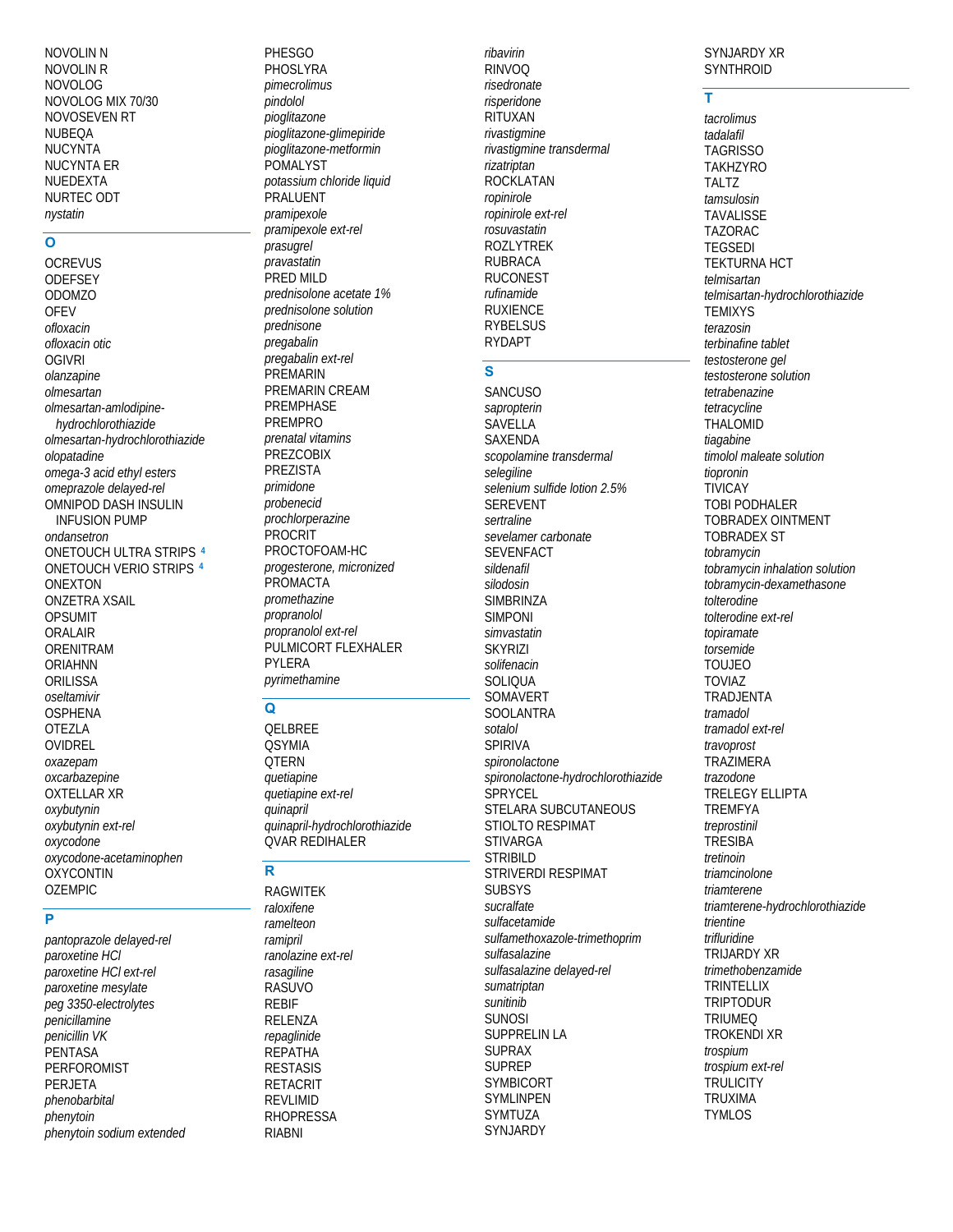NOVOLIN N
NOVOLIN R
NOVOLOG
NOVOLOG MIX 70/30
NOVOSEVEN RT
NUBEQA
NUCYNTA
NUCYNTA ER
NUEDEXTA
NURTEC ODT
*nystatin*

## O

OCREVUS
ODEFSEY
ODOMZO
OFEV
*ofloxacin*
*ofloxacin otic*
OGIVRI
*olanzapine*
*olmesartan*
*olmesartan-amlodipine-hydrochlorothiazide*
*olmesartan-hydrochlorothiazide*
*olopatadine*
*omega-3 acid ethyl esters*
*omeprazole delayed-rel*
OMNIPOD DASH INSULIN INFUSION PUMP
*ondansetron*
ONETOUCH ULTRA STRIPS [4]
ONETOUCH VERIO STRIPS [4]
ONEXTON
ONZETRA XSAIL
OPSUMIT
ORALAIR
ORENITRAM
ORIAHNN
ORILISSA
*oseltamivir*
OSPHENA
OTEZLA
OVIDREL
*oxazepam*
*oxcarbazepine*
OXTELLAR XR
*oxybutynin*
*oxybutynin ext-rel*
*oxycodone*
*oxycodone-acetaminophen*
OXYCONTIN
OZEMPIC

## P

*pantoprazole delayed-rel*
*paroxetine HCl*
*paroxetine HCl ext-rel*
*paroxetine mesylate*
*peg 3350-electrolytes*
*penicillamine*
*penicillin VK*
PENTASA
PERFOROMIST
PERJETA
*phenobarbital*
*phenytoin*
*phenytoin sodium extended*
PHESGO
PHOSLYRA
*pimecrolimus*
*pindolol*
*pioglitazone*
*pioglitazone-glimepiride*
*pioglitazone-metformin*
POMALYST
*potassium chloride liquid*
PRALUENT
*pramipexole*
*pramipexole ext-rel*
*prasugrel*
*pravastatin*
PRED MILD
*prednisolone acetate 1%*
*prednisolone solution*
*prednisone*
*pregabalin*
*pregabalin ext-rel*
PREMARIN
PREMARIN CREAM
PREMPHASE
PREMPRO
*prenatal vitamins*
PREZCOBIX
PREZISTA
*primidone*
*probenecid*
*prochlorperazine*
PROCRIT
PROCTOFOAM-HC
*progesterone, micronized*
PROMACTA
*promethazine*
*propranolol*
*propranolol ext-rel*
PULMICORT FLEXHALER
PYLERA
*pyrimethamine*

## Q

QELBREE
QSYMIA
QTERN
*quetiapine*
*quetiapine ext-rel*
*quinapril*
*quinapril-hydrochlorothiazide*
QVAR REDIHALER

## R

RAGWITEK
*raloxifene*
*ramelteon*
*ramipril*
*ranolazine ext-rel*
*rasagiline*
RASUVO
REBIF
RELENZA
*repaglinide*
REPATHA
RESTASIS
RETACRIT
REVLIMID
RHOPRESSA
RIABNI
*ribavirin*
RINVOQ
*risedronate*
*risperidone*
RITUXAN
*rivastigmine*
*rivastigmine transdermal*
*rizatriptan*
ROCKLATAN
*ropinirole*
*ropinirole ext-rel*
*rosuvastatin*
ROZLYTREK
RUBRACA
RUCONEST
*rufinamide*
RUXIENCE
RYBELSUS
RYDAPT

## S

SANCUSO
*sapropterin*
SAVELLA
SAXENDA
*scopolamine transdermal*
*selegiline*
*selenium sulfide lotion 2.5%*
SEREVENT
*sertraline*
*sevelamer carbonate*
SEVENFACT
*sildenafil*
*silodosin*
SIMBRINZA
SIMPONI
*simvastatin*
SKYRIZI
*solifenacin*
SOLIQUA
SOMAVERT
SOOLANTRA
*sotalol*
SPIRIVA
*spironolactone*
*spironolactone-hydrochlorothiazide*
SPRYCEL
STELARA SUBCUTANEOUS
STIOLTO RESPIMAT
STIVARGA
STRIBILD
STRIVERDI RESPIMAT
SUBSYS
*sucralfate*
*sulfacetamide*
*sulfamethoxazole-trimethoprim*
*sulfasalazine*
*sulfasalazine delayed-rel*
*sumatriptan*
*sunitinib*
SUNOSI
SUPPRELIN LA
SUPRAX
SUPREP
SYMBICORT
SYMLINPEN
SYMTUZA
SYNJARDY
SYNJARDY XR
SYNTHROID

## T

*tacrolimus*
*tadalafil*
TAGRISSO
TAKHZYRO
TALTZ
*tamsulosin*
TAVALISSE
TAZORAC
TEGSEDI
TEKTURNA HCT
*telmisartan*
*telmisartan-hydrochlorothiazide*
TEMIXYS
*terazosin*
*terbinafine tablet*
*testosterone gel*
*testosterone solution*
*tetrabenazine*
*tetracycline*
THALOMID
*tiagabine*
*timolol maleate solution*
*tiopronin*
TIVICAY
TOBI PODHALER
TOBRADEX OINTMENT
TOBRADEX ST
*tobramycin*
*tobramycin inhalation solution*
*tobramycin-dexamethasone*
*tolterodine*
*tolterodine ext-rel*
*topiramate*
*torsemide*
TOUJEO
TOVIAZ
TRADJENTA
*tramadol*
*tramadol ext-rel*
*travoprost*
TRAZIMERA
*trazodone*
TRELEGY ELLIPTA
TREMFYA
*treprostinil*
TRESIBA
*tretinoin*
*triamcinolone*
*triamterene*
*triamterene-hydrochlorothiazide*
*trientine*
*trifluridine*
TRIJARDY XR
*trimethobenzamide*
TRINTELLIX
TRIPTODUR
TRIUMEQ
TROKENDI XR
*trospium*
*trospium ext-rel*
TRULICITY
TRUXIMA
TYMLOS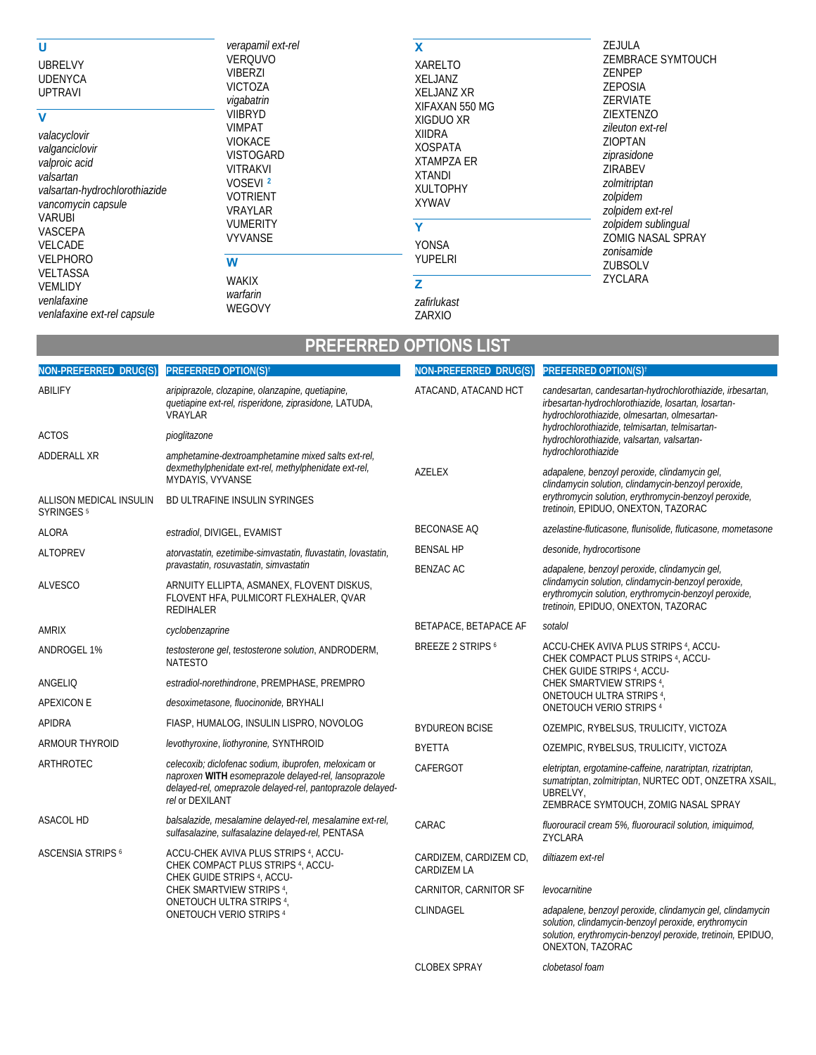## U

UBRELVY
UDENYCA
UPTRAVI

## V

*valacyclovir*
*valganciclovir*
*valproic acid*
*valsartan*
*valsartan-hydrochlorothiazide*
*vancomycin capsule*
VARUBI
VASCEPA
VELCADE
VELPHORO
VELTASSA
VEMLIDY
*venlafaxine*
*venlafaxine ext-rel capsule*
*verapamil ext-rel*
VERQUVO
VIBERZI
VICTOZA
*vigabatrin*
VIIBRYD
VIMPAT
VIOKACE
VISTOGARD
VITRAKVI
VOSEVI [2]
VOTRIENT
VRAYLAR
VUMERITY
VYVANSE

## W

WAKIX
*warfarin*
WEGOVY

## X

XARELTO
XELJANZ
XELJANZ XR
XIFAXAN 550 MG
XIGDUO XR
XIIDRA
XOSPATA
XTAMPZA ER
XTANDI
XULTOPHY
XYWAV

## Y

YONSA
YUPELRI

## Z

*zafirlukast*
ZARXIO
ZEJULA
ZEMBRACE SYMTOUCH
ZENPEP
ZEPOSIA
ZERVIATE
ZIEXTENZO
*zileuton ext-rel*
ZIOPTAN
*ziprasidone*
ZIRABEV
*zolmitriptan*
*zolpidem*
*zolpidem ext-rel*
*zolpidem sublingual*
ZOMIG NASAL SPRAY
*zonisamide*
ZUBSOLV
ZYCLARA

# PREFERRED OPTIONS LIST

| NON-PREFERRED DRUG(S) | PREFERRED OPTION(S)† |
|---|---|
| ABILIFY | *aripiprazole, clozapine, olanzapine, quetiapine, quetiapine ext-rel, risperidone, ziprasidone,* LATUDA, VRAYLAR |
| ACTOS | *pioglitazone* |
| ADDERALL XR | *amphetamine-dextroamphetamine mixed salts ext-rel, dexmethylphenidate ext-rel, methylphenidate ext-rel,* MYDAYIS, VYVANSE |
| ALLISON MEDICAL INSULIN SYRINGES [5] | BD ULTRAFINE INSULIN SYRINGES |
| ALORA | *estradiol,* DIVIGEL, EVAMIST |
| ALTOPREV | *atorvastatin, ezetimibe-simvastatin, fluvastatin, lovastatin, pravastatin, rosuvastatin, simvastatin* |
| ALVESCO | ARNUITY ELLIPTA, ASMANEX, FLOVENT DISKUS, FLOVENT HFA, PULMICORT FLEXHALER, QVAR REDIHALER |
| AMRIX | *cyclobenzaprine* |
| ANDROGEL 1% | *testosterone gel, testosterone solution,* ANDRODERM, NATESTO |
| ANGELIQ | *estradiol-norethindrone,* PREMPHASE, PREMPRO |
| APEXICON E | *desoximetasone, fluocinonide,* BRYHALI |
| APIDRA | FIASP, HUMALOG, INSULIN LISPRO, NOVOLOG |
| ARMOUR THYROID | *levothyroxine, liothyronine,* SYNTHROID |
| ARTHROTEC | *celecoxib; diclofenac sodium, ibuprofen, meloxicam* or *naproxen* **WITH** *esomeprazole delayed-rel, lansoprazole delayed-rel, omeprazole delayed-rel, pantoprazole delayed-rel* or DEXILANT |
| ASACOL HD | *balsalazide, mesalamine delayed-rel, mesalamine ext-rel, sulfasalazine, sulfasalazine delayed-rel,* PENTASA |
| ASCENSIA STRIPS [6] | ACCU-CHEK AVIVA PLUS STRIPS [4], ACCU-CHEK COMPACT PLUS STRIPS [4], ACCU-CHEK GUIDE STRIPS [4], ACCU-CHEK SMARTVIEW STRIPS [4], ONETOUCH ULTRA STRIPS [4], ONETOUCH VERIO STRIPS [4] |
| ATACAND, ATACAND HCT | *candesartan, candesartan-hydrochlorothiazide, irbesartan, irbesartan-hydrochlorothiazide, losartan, losartan-hydrochlorothiazide, olmesartan, olmesartan-hydrochlorothiazide, telmisartan, telmisartan-hydrochlorothiazide, valsartan, valsartan-hydrochlorothiazide* |
| AZELEX | *adapalene, benzoyl peroxide, clindamycin gel, clindamycin solution, clindamycin-benzoyl peroxide, erythromycin solution, erythromycin-benzoyl peroxide, tretinoin,* EPIDUO, ONEXTON, TAZORAC |
| BECONASE AQ | *azelastine-fluticasone, flunisolide, fluticasone, mometasone* |
| BENSAL HP | *desonide, hydrocortisone* |
| BENZAC AC | *adapalene, benzoyl peroxide, clindamycin gel, clindamycin solution, clindamycin-benzoyl peroxide, erythromycin solution, erythromycin-benzoyl peroxide, tretinoin,* EPIDUO, ONEXTON, TAZORAC |
| BETAPACE, BETAPACE AF | *sotalol* |
| BREEZE 2 STRIPS [6] | ACCU-CHEK AVIVA PLUS STRIPS [4], ACCU-CHEK COMPACT PLUS STRIPS [4], ACCU-CHEK GUIDE STRIPS [4], ACCU-CHEK SMARTVIEW STRIPS [4], ONETOUCH ULTRA STRIPS [4], ONETOUCH VERIO STRIPS [4] |
| BYDUREON BCISE | OZEMPIC, RYBELSUS, TRULICITY, VICTOZA |
| BYETTA | OZEMPIC, RYBELSUS, TRULICITY, VICTOZA |
| CAFERGOT | *eletriptan, ergotamine-caffeine, naratriptan, rizatriptan, sumatriptan, zolmitriptan,* NURTEC ODT, ONZETRA XSAIL, UBRELVY, ZEMBRACE SYMTOUCH, ZOMIG NASAL SPRAY |
| CARAC | *fluorouracil cream 5%, fluorouracil solution, imiquimod,* ZYCLARA |
| CARDIZEM, CARDIZEM CD, CARDIZEM LA | *diltiazem ext-rel* |
| CARNITOR, CARNITOR SF | *levocarnitine* |
| CLINDAGEL | *adapalene, benzoyl peroxide, clindamycin gel, clindamycin solution, clindamycin-benzoyl peroxide, erythromycin solution, erythromycin-benzoyl peroxide, tretinoin,* EPIDUO, ONEXTON, TAZORAC |
| CLOBEX SPRAY | *clobetasol foam* |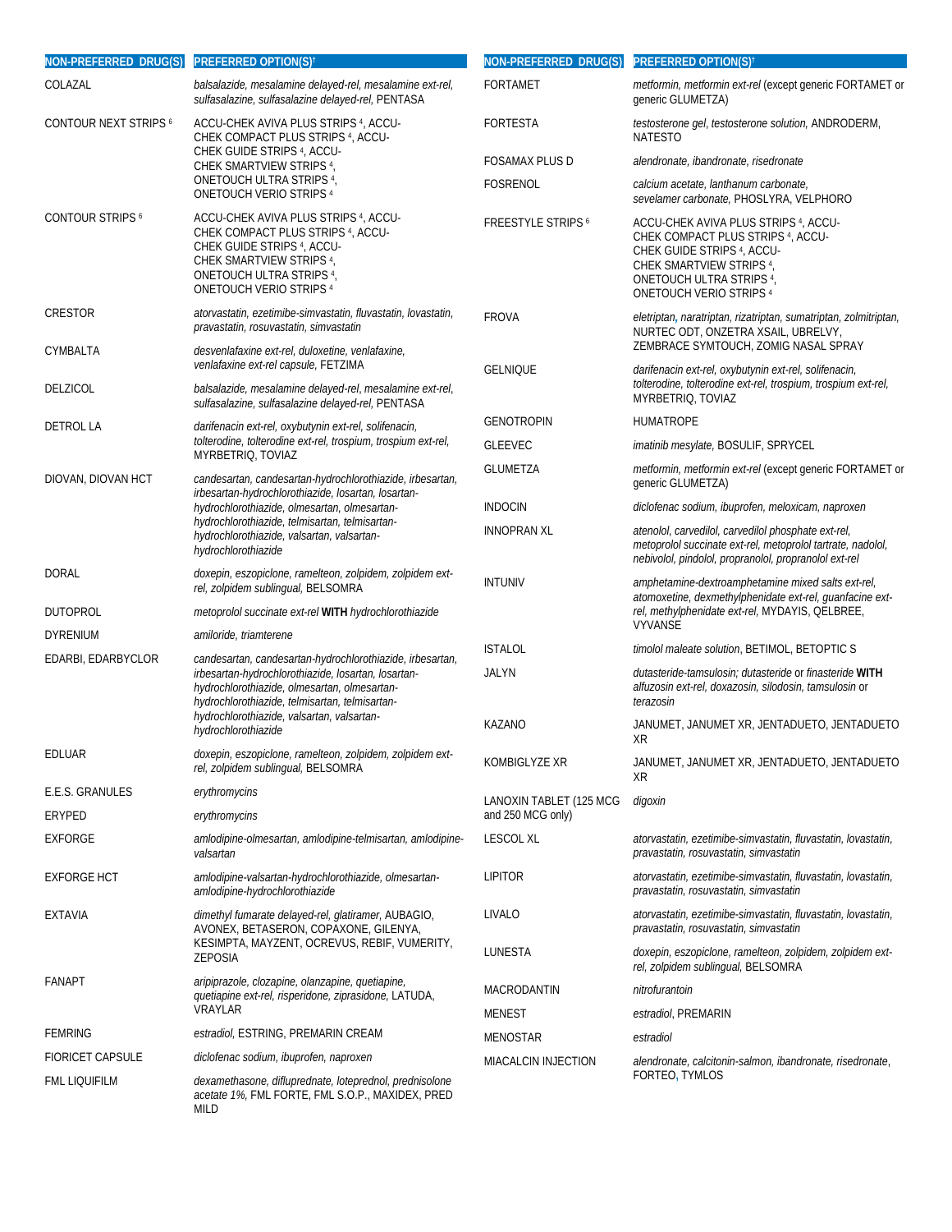| NON-PREFERRED DRUG(S) | PREFERRED OPTION(S)† |
|---|---|
| COLAZAL | *balsalazide, mesalamine delayed-rel, mesalamine ext-rel, sulfasalazine, sulfasalazine delayed-rel,* PENTASA |
| CONTOUR NEXT STRIPS [6] | ACCU-CHEK AVIVA PLUS STRIPS [4], ACCU-CHEK COMPACT PLUS STRIPS [4], ACCU-CHEK GUIDE STRIPS [4], ACCU-CHEK SMARTVIEW STRIPS [4], ONETOUCH ULTRA STRIPS [4], ONETOUCH VERIO STRIPS [4] |
| CONTOUR STRIPS [6] | ACCU-CHEK AVIVA PLUS STRIPS [4], ACCU-CHEK COMPACT PLUS STRIPS [4], ACCU-CHEK GUIDE STRIPS [4], ACCU-CHEK SMARTVIEW STRIPS [4], ONETOUCH ULTRA STRIPS [4], ONETOUCH VERIO STRIPS [4] |
| CRESTOR | *atorvastatin, ezetimibe-simvastatin, fluvastatin, lovastatin, pravastatin, rosuvastatin, simvastatin* |
| CYMBALTA | *desvenlafaxine ext-rel, duloxetine, venlafaxine, venlafaxine ext-rel capsule,* FETZIMA |
| DELZICOL | *balsalazide, mesalamine delayed-rel, mesalamine ext-rel, sulfasalazine, sulfasalazine delayed-rel,* PENTASA |
| DETROL LA | *darifenacin ext-rel, oxybutynin ext-rel, solifenacin, tolterodine, tolterodine ext-rel, trospium, trospium ext-rel,* MYRBETRIQ, TOVIAZ |
| DIOVAN, DIOVAN HCT | *candesartan, candesartan-hydrochlorothiazide, irbesartan, irbesartan-hydrochlorothiazide, losartan, losartan-hydrochlorothiazide, olmesartan, olmesartan-hydrochlorothiazide, telmisartan, telmisartan-hydrochlorothiazide, valsartan, valsartan-hydrochlorothiazide* |
| DORAL | *doxepin, eszopiclone, ramelteon, zolpidem, zolpidem ext-rel, zolpidem sublingual,* BELSOMRA |
| DUTOPROL | *metoprolol succinate ext-rel* **WITH** *hydrochlorothiazide* |
| DYRENIUM | *amiloride, triamterene* |
| EDARBI, EDARBYCLOR | *candesartan, candesartan-hydrochlorothiazide, irbesartan, irbesartan-hydrochlorothiazide, losartan, losartan-hydrochlorothiazide, olmesartan, olmesartan-hydrochlorothiazide, telmisartan, telmisartan-hydrochlorothiazide, valsartan, valsartan-hydrochlorothiazide* |
| EDLUAR | *doxepin, eszopiclone, ramelteon, zolpidem, zolpidem ext-rel, zolpidem sublingual,* BELSOMRA |
| E.E.S. GRANULES | *erythromycins* |
| ERYPED | *erythromycins* |
| EXFORGE | *amlodipine-olmesartan, amlodipine-telmisartan, amlodipine-valsartan* |
| EXFORGE HCT | *amlodipine-valsartan-hydrochlorothiazide, olmesartan-amlodipine-hydrochlorothiazide* |
| EXTAVIA | *dimethyl fumarate delayed-rel, glatiramer,* AUBAGIO, AVONEX, BETASERON, COPAXONE, GILENYA, KESIMPTA, MAYZENT, OCREVUS, REBIF, VUMERITY, ZEPOSIA |
| FANAPT | *aripiprazole, clozapine, olanzapine, quetiapine, quetiapine ext-rel, risperidone, ziprasidone,* LATUDA, VRAYLAR |
| FEMRING | *estradiol,* ESTRING, PREMARIN CREAM |
| FIORICET CAPSULE | *diclofenac sodium, ibuprofen, naproxen* |
| FML LIQUIFILM | *dexamethasone, difluprednate, loteprednol, prednisolone acetate 1%,* FML FORTE, FML S.O.P., MAXIDEX, PRED MILD |
| FORTAMET | *metformin, metformin ext-rel* (except generic FORTAMET or generic GLUMETZA) |
| FORTESTA | *testosterone gel, testosterone solution,* ANDRODERM, NATESTO |
| FOSAMAX PLUS D | *alendronate, ibandronate, risedronate* |
| FOSRENOL | *calcium acetate, lanthanum carbonate, sevelamer carbonate,* PHOSLYRA, VELPHORO |
| FREESTYLE STRIPS [6] | ACCU-CHEK AVIVA PLUS STRIPS [4], ACCU-CHEK COMPACT PLUS STRIPS [4], ACCU-CHEK GUIDE STRIPS [4], ACCU-CHEK SMARTVIEW STRIPS [4], ONETOUCH ULTRA STRIPS [4], ONETOUCH VERIO STRIPS [4] |
| FROVA | *eletriptan, naratriptan, rizatriptan, sumatriptan, zolmitriptan,* NURTEC ODT, ONZETRA XSAIL, UBRELVY, ZEMBRACE SYMTOUCH, ZOMIG NASAL SPRAY |
| GELNIQUE | *darifenacin ext-rel, oxybutynin ext-rel, solifenacin, tolterodine, tolterodine ext-rel, trospium, trospium ext-rel,* MYRBETRIQ, TOVIAZ |
| GENOTROPIN | HUMATROPE |
| GLEEVEC | *imatinib mesylate,* BOSULIF, SPRYCEL |
| GLUMETZA | *metformin, metformin ext-rel* (except generic FORTAMET or generic GLUMETZA) |
| INDOCIN | *diclofenac sodium, ibuprofen, meloxicam, naproxen* |
| INNOPRAN XL | *atenolol, carvedilol, carvedilol phosphate ext-rel, metoprolol succinate ext-rel, metoprolol tartrate, nadolol, nebivolol, pindolol, propranolol, propranolol ext-rel* |
| INTUNIV | *amphetamine-dextroamphetamine mixed salts ext-rel, atomoxetine, dexmethylphenidate ext-rel, guanfacine ext-rel, methylphenidate ext-rel,* MYDAYIS, QELBREE, VYVANSE |
| ISTALOL | *timolol maleate solution,* BETIMOL, BETOPTIC S |
| JALYN | *dutasteride-tamsulosin; dutasteride* or *finasteride* **WITH** *alfuzosin ext-rel, doxazosin, silodosin, tamsulosin* or *terazosin* |
| KAZANO | JANUMET, JANUMET XR, JENTADUETO, JENTADUETO XR |
| KOMBIGLYZE XR | JANUMET, JANUMET XR, JENTADUETO, JENTADUETO XR |
| LANOXIN TABLET (125 MCG and 250 MCG only) | *digoxin* |
| LESCOL XL | *atorvastatin, ezetimibe-simvastatin, fluvastatin, lovastatin, pravastatin, rosuvastatin, simvastatin* |
| LIPITOR | *atorvastatin, ezetimibe-simvastatin, fluvastatin, lovastatin, pravastatin, rosuvastatin, simvastatin* |
| LIVALO | *atorvastatin, ezetimibe-simvastatin, fluvastatin, lovastatin, pravastatin, rosuvastatin, simvastatin* |
| LUNESTA | *doxepin, eszopiclone, ramelteon, zolpidem, zolpidem ext-rel, zolpidem sublingual,* BELSOMRA |
| MACRODANTIN | *nitrofurantoin* |
| MENEST | *estradiol*, PREMARIN |
| MENOSTAR | *estradiol* |
| MIACALCIN INJECTION | *alendronate, calcitonin-salmon, ibandronate, risedronate*, FORTEO, TYMLOS |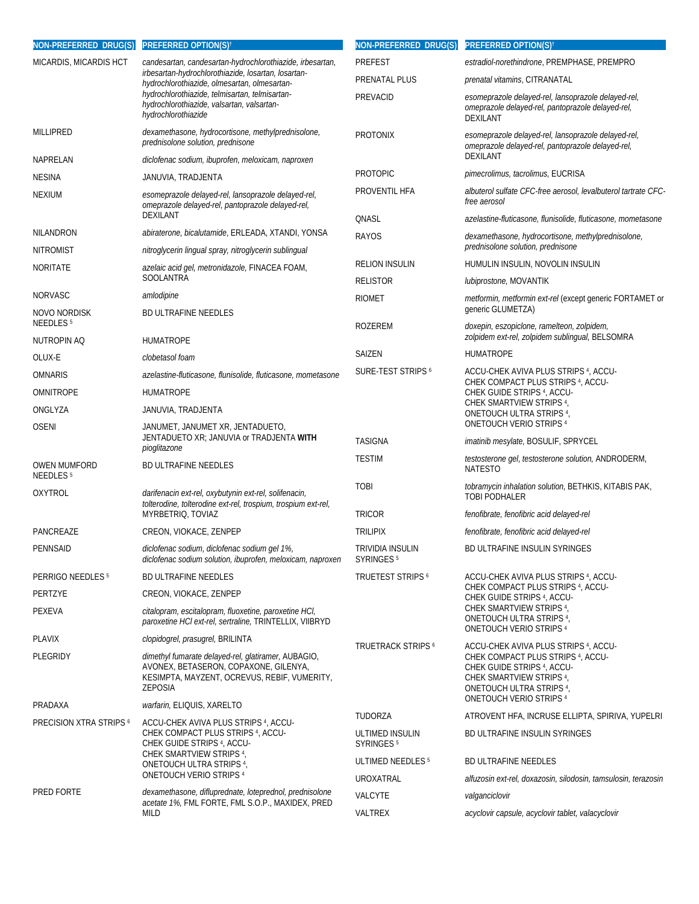| NON-PREFERRED DRUG(S) | PREFERRED OPTION(S)† |
|---|---|
| MICARDIS, MICARDIS HCT | *candesartan, candesartan-hydrochlorothiazide, irbesartan, irbesartan-hydrochlorothiazide, losartan, losartan-hydrochlorothiazide, olmesartan, olmesartan-hydrochlorothiazide, telmisartan, telmisartan-hydrochlorothiazide, valsartan, valsartan-hydrochlorothiazide* |
| MILLIPRED | *dexamethasone, hydrocortisone, methylprednisolone, prednisolone solution, prednisone* |
| NAPRELAN | *diclofenac sodium, ibuprofen, meloxicam, naproxen* |
| NESINA | JANUVIA, TRADJENTA |
| NEXIUM | *esomeprazole delayed-rel, lansoprazole delayed-rel, omeprazole delayed-rel, pantoprazole delayed-rel,* DEXILANT |
| NILANDRON | *abiraterone, bicalutamide,* ERLEADA, XTANDI, YONSA |
| NITROMIST | *nitroglycerin lingual spray, nitroglycerin sublingual* |
| NORITATE | *azelaic acid gel, metronidazole,* FINACEA FOAM, SOOLANTRA |
| NORVASC | *amlodipine* |
| NOVO NORDISK NEEDLES [5] | BD ULTRAFINE NEEDLES |
| NUTROPIN AQ | HUMATROPE |
| OLUX-E | *clobetasol foam* |
| OMNARIS | *azelastine-fluticasone, flunisolide, fluticasone, mometasone* |
| OMNITROPE | HUMATROPE |
| ONGLYZA | JANUVIA, TRADJENTA |
| OSENI | JANUMET, JANUMET XR, JENTADUETO, JENTADUETO XR; JANUVIA or TRADJENTA **WITH** *pioglitazone* |
| OWEN MUMFORD NEEDLES [5] | BD ULTRAFINE NEEDLES |
| OXYTROL | *darifenacin ext-rel, oxybutynin ext-rel, solifenacin, tolterodine, tolterodine ext-rel, trospium, trospium ext-rel,* MYRBETRIQ, TOVIAZ |
| PANCREAZE | CREON, VIOKACE, ZENPEP |
| PENNSAID | *diclofenac sodium, diclofenac sodium gel 1%, diclofenac sodium solution, ibuprofen, meloxicam, naproxen* |
| PERRIGO NEEDLES [5] | BD ULTRAFINE NEEDLES |
| PERTZYE | CREON, VIOKACE, ZENPEP |
| PEXEVA | *citalopram, escitalopram, fluoxetine, paroxetine HCl, paroxetine HCl ext-rel, sertraline,* TRINTELLIX, VIIBRYD |
| PLAVIX | *clopidogrel, prasugrel,* BRILINTA |
| PLEGRIDY | *dimethyl fumarate delayed-rel, glatiramer,* AUBAGIO, AVONEX, BETASERON, COPAXONE, GILENYA, KESIMPTA, MAYZENT, OCREVUS, REBIF, VUMERITY, ZEPOSIA |
| PRADAXA | *warfarin,* ELIQUIS, XARELTO |
| PRECISION XTRA STRIPS [6] | ACCU-CHEK AVIVA PLUS STRIPS [4], ACCU-CHEK COMPACT PLUS STRIPS [4], ACCU-CHEK GUIDE STRIPS [4], ACCU-CHEK SMARTVIEW STRIPS [4], ONETOUCH ULTRA STRIPS [4], ONETOUCH VERIO STRIPS [4] |
| PRED FORTE | *dexamethasone, difluprednate, loteprednol, prednisolone acetate 1%,* FML FORTE, FML S.O.P., MAXIDEX, PRED MILD |
| PREFEST | *estradiol-norethindrone,* PREMPHASE, PREMPRO |
| PRENATAL PLUS | *prenatal vitamins,* CITRANATAL |
| PREVACID | *esomeprazole delayed-rel, lansoprazole delayed-rel, omeprazole delayed-rel, pantoprazole delayed-rel,* DEXILANT |
| PROTONIX | *esomeprazole delayed-rel, lansoprazole delayed-rel, omeprazole delayed-rel, pantoprazole delayed-rel,* DEXILANT |
| PROTOPIC | *pimecrolimus, tacrolimus,* EUCRISA |
| PROVENTIL HFA | *albuterol sulfate CFC-free aerosol, levalbuterol tartrate CFC-free aerosol* |
| QNASL | *azelastine-fluticasone, flunisolide, fluticasone, mometasone* |
| RAYOS | *dexamethasone, hydrocortisone, methylprednisolone, prednisolone solution, prednisone* |
| RELION INSULIN | HUMULIN INSULIN, NOVOLIN INSULIN |
| RELISTOR | *lubiprostone,* MOVANTIK |
| RIOMET | *metformin, metformin ext-rel* (except generic FORTAMET or generic GLUMETZA) |
| ROZEREM | *doxepin, eszopiclone, ramelteon, zolpidem, zolpidem ext-rel, zolpidem sublingual,* BELSOMRA |
| SAIZEN | HUMATROPE |
| SURE-TEST STRIPS [6] | ACCU-CHEK AVIVA PLUS STRIPS [4], ACCU-CHEK COMPACT PLUS STRIPS [4], ACCU-CHEK GUIDE STRIPS [4], ACCU-CHEK SMARTVIEW STRIPS [4], ONETOUCH ULTRA STRIPS [4], ONETOUCH VERIO STRIPS [4] |
| TASIGNA | *imatinib mesylate,* BOSULIF, SPRYCEL |
| TESTIM | *testosterone gel, testosterone solution,* ANDRODERM, NATESTO |
| TOBI | *tobramycin inhalation solution,* BETHKIS, KITABIS PAK, TOBI PODHALER |
| TRICOR | *fenofibrate, fenofibric acid delayed-rel* |
| TRILIPIX | *fenofibrate, fenofibric acid delayed-rel* |
| TRIVIDIA INSULIN SYRINGES [5] | BD ULTRAFINE INSULIN SYRINGES |
| TRUETEST STRIPS [6] | ACCU-CHEK AVIVA PLUS STRIPS [4], ACCU-CHEK COMPACT PLUS STRIPS [4], ACCU-CHEK GUIDE STRIPS [4], ACCU-CHEK SMARTVIEW STRIPS [4], ONETOUCH ULTRA STRIPS [4], ONETOUCH VERIO STRIPS [4] |
| TRUETRACK STRIPS [6] | ACCU-CHEK AVIVA PLUS STRIPS [4], ACCU-CHEK COMPACT PLUS STRIPS [4], ACCU-CHEK GUIDE STRIPS [4], ACCU-CHEK SMARTVIEW STRIPS [4], ONETOUCH ULTRA STRIPS [4], ONETOUCH VERIO STRIPS [4] |
| TUDORZA | ATROVENT HFA, INCRUSE ELLIPTA, SPIRIVA, YUPELRI |
| ULTIMED INSULIN SYRINGES [5] | BD ULTRAFINE INSULIN SYRINGES |
| ULTIMED NEEDLES [5] | BD ULTRAFINE NEEDLES |
| UROXATRAL | *alfuzosin ext-rel, doxazosin, silodosin, tamsulosin, terazosin* |
| VALCYTE | *valganciclovir* |
| VALTREX | *acyclovir capsule, acyclovir tablet, valacyclovir* |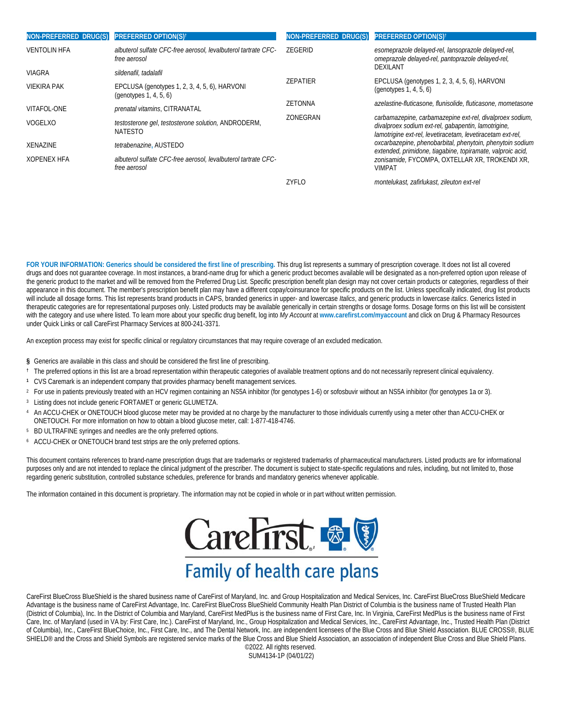| NON-PREFERRED DRUG(S) | PREFERRED OPTION(S)[†] |
| --- | --- |
| VENTOLIN HFA | *albuterol sulfate CFC-free aerosol, levalbuterol tartrate CFC-free aerosol* |
| VIAGRA | *sildenafil, tadalafil* |
| VIEKIRA PAK | EPCLUSA (genotypes 1, 2, 3, 4, 5, 6), HARVONI (genotypes 1, 4, 5, 6) |
| VITAFOL-ONE | *prenatal vitamins*, CITRANATAL |
| VOGELXO | *testosterone gel, testosterone solution,* ANDRODERM, NATESTO |
| XENAZINE | *tetrabenazine*, AUSTEDO |
| XOPENEX HFA | *albuterol sulfate CFC-free aerosol, levalbuterol tartrate CFC-free aerosol* |
| ZEGERID | *esomeprazole delayed-rel, lansoprazole delayed-rel, omeprazole delayed-rel, pantoprazole delayed-rel,* DEXILANT |
| ZEPATIER | EPCLUSA (genotypes 1, 2, 3, 4, 5, 6), HARVONI (genotypes 1, 4, 5, 6) |
| ZETONNA | *azelastine-fluticasone, flunisolide, fluticasone, mometasone* |
| ZONEGRAN | *carbamazepine, carbamazepine ext-rel, divalproex sodium, divalproex sodium ext-rel, gabapentin, lamotrigine, lamotrigine ext-rel, levetiracetam, levetiracetam ext-rel, oxcarbazepine, phenobarbital, phenytoin, phenytoin sodium extended, primidone, tiagabine, topiramate, valproic acid, zonisamide,* FYCOMPA, OXTELLAR XR, TROKENDI XR, VIMPAT |
| ZYFLO | *montelukast, zafirlukast, zileuton ext-rel* |

**FOR YOUR INFORMATION: Generics should be considered the first line of prescribing.** This drug list represents a summary of prescription coverage. It does not list all covered drugs and does not guarantee coverage. In most instances, a brand-name drug for which a generic product becomes available will be designated as a non-preferred option upon release of the generic product to the market and will be removed from the Preferred Drug List. Specific prescription benefit plan design may not cover certain products or categories, regardless of their appearance in this document. The member's prescription benefit plan may have a different copay/coinsurance for specific products on the list. Unless specifically indicated, drug list products will include all dosage forms. This list represents brand products in CAPS, branded generics in upper- and lowercase *Italics*, and generic products in lowercase *italics*. Generics listed in therapeutic categories are for representational purposes only. Listed products may be available generically in certain strengths or dosage forms. Dosage forms on this list will be consistent with the category and use where listed. To learn more about your specific drug benefit, log into *My Account* at **www.carefirst.com/myaccount** and click on Drug & Pharmacy Resources under Quick Links or call CareFirst Pharmacy Services at 800-241-3371.

An exception process may exist for specific clinical or regulatory circumstances that may require coverage of an excluded medication.

- § Generics are available in this class and should be considered the first line of prescribing.
- † The preferred options in this list are a broad representation within therapeutic categories of available treatment options and do not necessarily represent clinical equivalency.
- [1] CVS Caremark is an independent company that provides pharmacy benefit management services.
- [2] For use in patients previously treated with an HCV regimen containing an NS5A inhibitor (for genotypes 1-6) or sofosbuvir without an NS5A inhibitor (for genotypes 1a or 3).
- [3] Listing does not include generic FORTAMET or generic GLUMETZA.
- [4] An ACCU-CHEK or ONETOUCH blood glucose meter may be provided at no charge by the manufacturer to those individuals currently using a meter other than ACCU-CHEK or ONETOUCH. For more information on how to obtain a blood glucose meter, call: 1-877-418-4746.
- [5] BD ULTRAFINE syringes and needles are the only preferred options.
- [6] ACCU-CHEK or ONETOUCH brand test strips are the only preferred options.

This document contains references to brand-name prescription drugs that are trademarks or registered trademarks of pharmaceutical manufacturers. Listed products are for informational purposes only and are not intended to replace the clinical judgment of the prescriber. The document is subject to state-specific regulations and rules, including, but not limited to, those regarding generic substitution, controlled substance schedules, preference for brands and mandatory generics whenever applicable.

The information contained in this document is proprietary. The information may not be copied in whole or in part without written permission.

CareFirst® Family of health care plans

CareFirst BlueCross BlueShield is the shared business name of CareFirst of Maryland, Inc. and Group Hospitalization and Medical Services, Inc. CareFirst BlueCross BlueShield Medicare Advantage is the business name of CareFirst Advantage, Inc. CareFirst BlueCross BlueShield Community Health Plan District of Columbia is the business name of Trusted Health Plan (District of Columbia), Inc. In the District of Columbia and Maryland, CareFirst MedPlus is the business name of First Care, Inc. In Virginia, CareFirst MedPlus is the business name of First Care, Inc. of Maryland (used in VA by: First Care, Inc.). CareFirst of Maryland, Inc., Group Hospitalization and Medical Services, Inc., CareFirst Advantage, Inc., Trusted Health Plan (District of Columbia), Inc., CareFirst BlueChoice, Inc., First Care, Inc., and The Dental Network, Inc. are independent licensees of the Blue Cross and Blue Shield Association. BLUE CROSS®, BLUE SHIELD® and the Cross and Shield Symbols are registered service marks of the Blue Cross and Blue Shield Association, an association of independent Blue Cross and Blue Shield Plans.

©2022. All rights reserved.

SUM4134-1P (04/01/22)